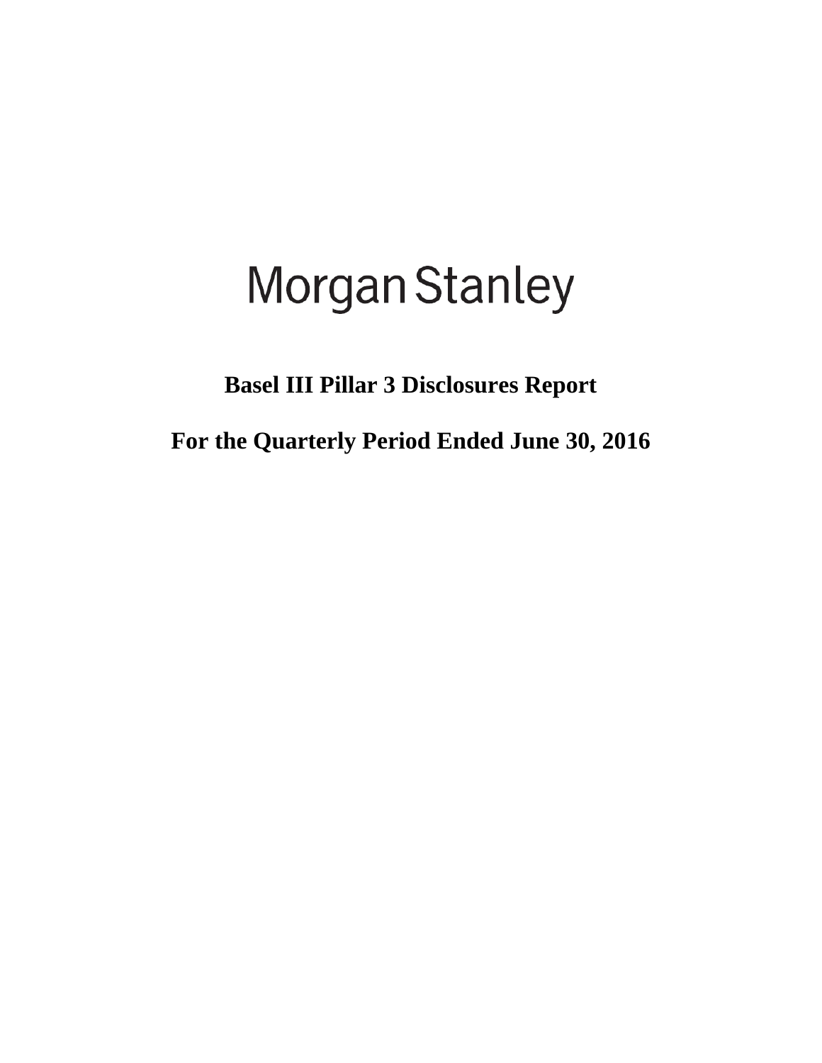# Morgan Stanley

## Basel III Pillar 3 Disclosures Report

## For the Quarterly Period Ended June 30, 2016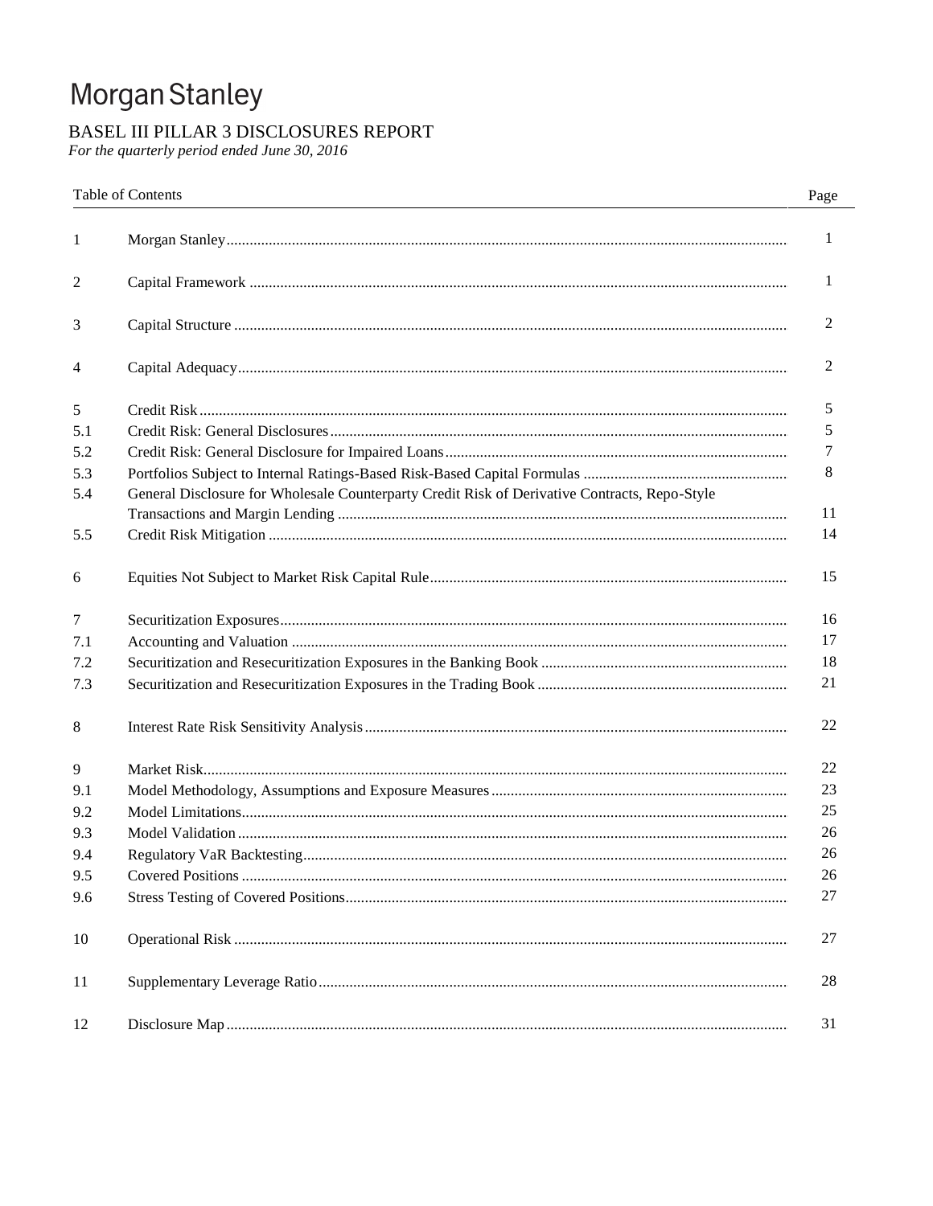# Morgan Stanley

## BASEL III PILLAR 3 DISCLOSURES REPORT

*For the quarterly period ended June 30, 2016*

| | Table of Contents | Page |
|---|---|---|
| 1 | Morgan Stanley | 1 |
| 2 | Capital Framework | 1 |
| 3 | Capital Structure | 2 |
| 4 | Capital Adequacy | 2 |
| 5 | Credit Risk | 5 |
| 5.1 | Credit Risk: General Disclosures | 5 |
| 5.2 | Credit Risk: General Disclosure for Impaired Loans | 7 |
| 5.3 | Portfolios Subject to Internal Ratings-Based Risk-Based Capital Formulas | 8 |
| 5.4 | General Disclosure for Wholesale Counterparty Credit Risk of Derivative Contracts, Repo-Style Transactions and Margin Lending | 11 |
| 5.5 | Credit Risk Mitigation | 14 |
| 6 | Equities Not Subject to Market Risk Capital Rule | 15 |
| 7 | Securitization Exposures | 16 |
| 7.1 | Accounting and Valuation | 17 |
| 7.2 | Securitization and Resecuritization Exposures in the Banking Book | 18 |
| 7.3 | Securitization and Resecuritization Exposures in the Trading Book | 21 |
| 8 | Interest Rate Risk Sensitivity Analysis | 22 |
| 9 | Market Risk | 22 |
| 9.1 | Model Methodology, Assumptions and Exposure Measures | 23 |
| 9.2 | Model Limitations | 25 |
| 9.3 | Model Validation | 26 |
| 9.4 | Regulatory VaR Backtesting | 26 |
| 9.5 | Covered Positions | 26 |
| 9.6 | Stress Testing of Covered Positions | 27 |
| 10 | Operational Risk | 27 |
| 11 | Supplementary Leverage Ratio | 28 |
| 12 | Disclosure Map | 31 |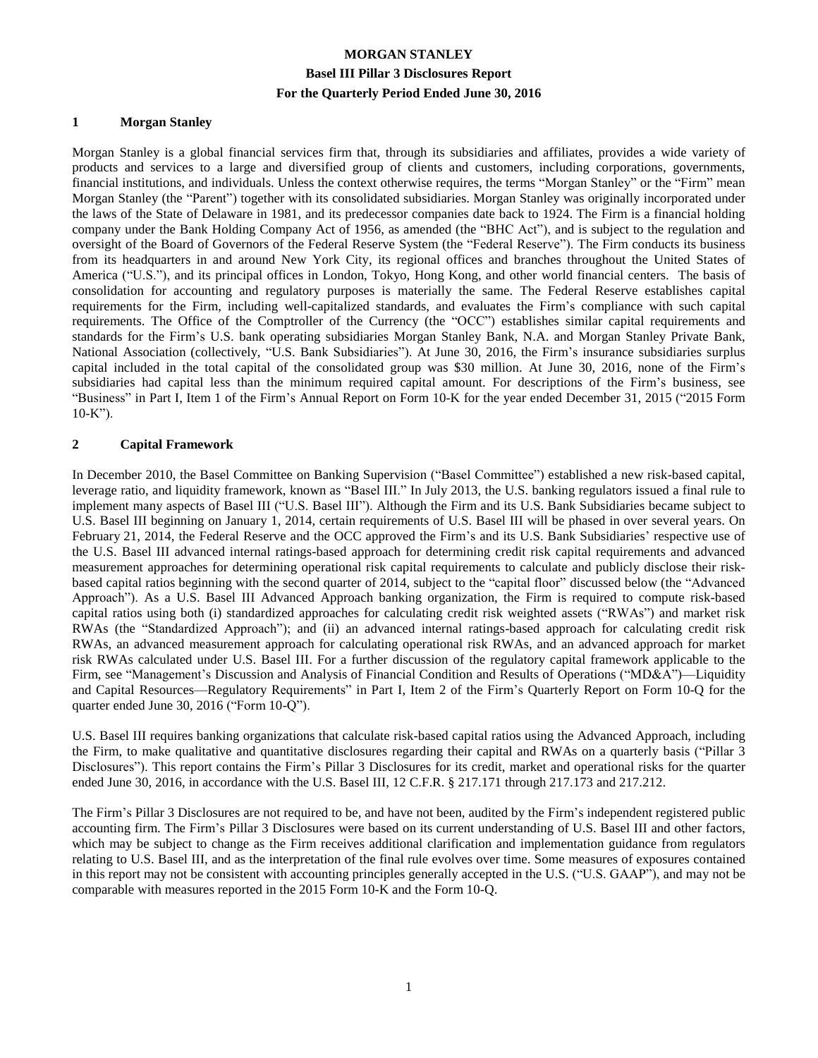# MORGAN STANLEY

## Basel III Pillar 3 Disclosures Report

## For the Quarterly Period Ended June 30, 2016

## 1 Morgan Stanley

Morgan Stanley is a global financial services firm that, through its subsidiaries and affiliates, provides a wide variety of products and services to a large and diversified group of clients and customers, including corporations, governments, financial institutions, and individuals. Unless the context otherwise requires, the terms "Morgan Stanley" or the "Firm" mean Morgan Stanley (the "Parent") together with its consolidated subsidiaries. Morgan Stanley was originally incorporated under the laws of the State of Delaware in 1981, and its predecessor companies date back to 1924. The Firm is a financial holding company under the Bank Holding Company Act of 1956, as amended (the "BHC Act"), and is subject to the regulation and oversight of the Board of Governors of the Federal Reserve System (the "Federal Reserve"). The Firm conducts its business from its headquarters in and around New York City, its regional offices and branches throughout the United States of America ("U.S."), and its principal offices in London, Tokyo, Hong Kong, and other world financial centers. The basis of consolidation for accounting and regulatory purposes is materially the same. The Federal Reserve establishes capital requirements for the Firm, including well-capitalized standards, and evaluates the Firm's compliance with such capital requirements. The Office of the Comptroller of the Currency (the "OCC") establishes similar capital requirements and standards for the Firm's U.S. bank operating subsidiaries Morgan Stanley Bank, N.A. and Morgan Stanley Private Bank, National Association (collectively, "U.S. Bank Subsidiaries"). At June 30, 2016, the Firm's insurance subsidiaries surplus capital included in the total capital of the consolidated group was $30 million. At June 30, 2016, none of the Firm's subsidiaries had capital less than the minimum required capital amount. For descriptions of the Firm's business, see "Business" in Part I, Item 1 of the Firm's Annual Report on Form 10-K for the year ended December 31, 2015 ("2015 Form 10-K").

## 2 Capital Framework

In December 2010, the Basel Committee on Banking Supervision ("Basel Committee") established a new risk-based capital, leverage ratio, and liquidity framework, known as "Basel III." In July 2013, the U.S. banking regulators issued a final rule to implement many aspects of Basel III ("U.S. Basel III"). Although the Firm and its U.S. Bank Subsidiaries became subject to U.S. Basel III beginning on January 1, 2014, certain requirements of U.S. Basel III will be phased in over several years. On February 21, 2014, the Federal Reserve and the OCC approved the Firm's and its U.S. Bank Subsidiaries' respective use of the U.S. Basel III advanced internal ratings-based approach for determining credit risk capital requirements and advanced measurement approaches for determining operational risk capital requirements to calculate and publicly disclose their risk-based capital ratios beginning with the second quarter of 2014, subject to the "capital floor" discussed below (the "Advanced Approach"). As a U.S. Basel III Advanced Approach banking organization, the Firm is required to compute risk-based capital ratios using both (i) standardized approaches for calculating credit risk weighted assets ("RWAs") and market risk RWAs (the "Standardized Approach"); and (ii) an advanced internal ratings-based approach for calculating credit risk RWAs, an advanced measurement approach for calculating operational risk RWAs, and an advanced approach for market risk RWAs calculated under U.S. Basel III. For a further discussion of the regulatory capital framework applicable to the Firm, see "Management's Discussion and Analysis of Financial Condition and Results of Operations ("MD&A")—Liquidity and Capital Resources—Regulatory Requirements" in Part I, Item 2 of the Firm's Quarterly Report on Form 10-Q for the quarter ended June 30, 2016 ("Form 10-Q").

U.S. Basel III requires banking organizations that calculate risk-based capital ratios using the Advanced Approach, including the Firm, to make qualitative and quantitative disclosures regarding their capital and RWAs on a quarterly basis ("Pillar 3 Disclosures"). This report contains the Firm's Pillar 3 Disclosures for its credit, market and operational risks for the quarter ended June 30, 2016, in accordance with the U.S. Basel III, 12 C.F.R. § 217.171 through 217.173 and 217.212.

The Firm's Pillar 3 Disclosures are not required to be, and have not been, audited by the Firm's independent registered public accounting firm. The Firm's Pillar 3 Disclosures were based on its current understanding of U.S. Basel III and other factors, which may be subject to change as the Firm receives additional clarification and implementation guidance from regulators relating to U.S. Basel III, and as the interpretation of the final rule evolves over time. Some measures of exposures contained in this report may not be consistent with accounting principles generally accepted in the U.S. ("U.S. GAAP"), and may not be comparable with measures reported in the 2015 Form 10-K and the Form 10-Q.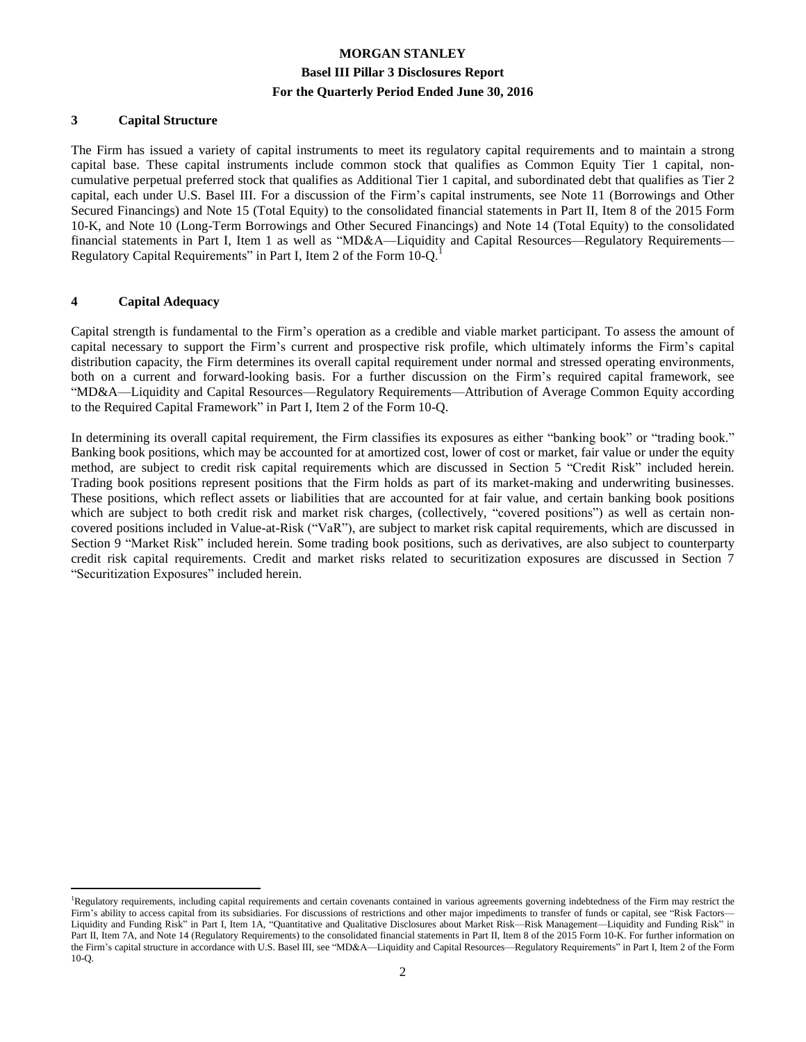## 3 Capital Structure

The Firm has issued a variety of capital instruments to meet its regulatory capital requirements and to maintain a strong capital base. These capital instruments include common stock that qualifies as Common Equity Tier 1 capital, non-cumulative perpetual preferred stock that qualifies as Additional Tier 1 capital, and subordinated debt that qualifies as Tier 2 capital, each under U.S. Basel III. For a discussion of the Firm's capital instruments, see Note 11 (Borrowings and Other Secured Financings) and Note 15 (Total Equity) to the consolidated financial statements in Part II, Item 8 of the 2015 Form 10-K, and Note 10 (Long-Term Borrowings and Other Secured Financings) and Note 14 (Total Equity) to the consolidated financial statements in Part I, Item 1 as well as "MD&A—Liquidity and Capital Resources—Regulatory Requirements—Regulatory Capital Requirements" in Part I, Item 2 of the Form 10-Q.[1]

## 4 Capital Adequacy

Capital strength is fundamental to the Firm's operation as a credible and viable market participant. To assess the amount of capital necessary to support the Firm's current and prospective risk profile, which ultimately informs the Firm's capital distribution capacity, the Firm determines its overall capital requirement under normal and stressed operating environments, both on a current and forward-looking basis. For a further discussion on the Firm's required capital framework, see "MD&A—Liquidity and Capital Resources—Regulatory Requirements—Attribution of Average Common Equity according to the Required Capital Framework" in Part I, Item 2 of the Form 10-Q.

In determining its overall capital requirement, the Firm classifies its exposures as either "banking book" or "trading book." Banking book positions, which may be accounted for at amortized cost, lower of cost or market, fair value or under the equity method, are subject to credit risk capital requirements which are discussed in Section 5 "Credit Risk" included herein. Trading book positions represent positions that the Firm holds as part of its market-making and underwriting businesses. These positions, which reflect assets or liabilities that are accounted for at fair value, and certain banking book positions which are subject to both credit risk and market risk charges, (collectively, "covered positions") as well as certain non-covered positions included in Value-at-Risk ("VaR"), are subject to market risk capital requirements, which are discussed in Section 9 "Market Risk" included herein. Some trading book positions, such as derivatives, are also subject to counterparty credit risk capital requirements. Credit and market risks related to securitization exposures are discussed in Section 7 "Securitization Exposures" included herein.

---

[1]Regulatory requirements, including capital requirements and certain covenants contained in various agreements governing indebtedness of the Firm may restrict the Firm's ability to access capital from its subsidiaries. For discussions of restrictions and other major impediments to transfer of funds or capital, see "Risk Factors—Liquidity and Funding Risk" in Part I, Item 1A, "Quantitative and Qualitative Disclosures about Market Risk—Risk Management—Liquidity and Funding Risk" in Part II, Item 7A, and Note 14 (Regulatory Requirements) to the consolidated financial statements in Part II, Item 8 of the 2015 Form 10-K. For further information on the Firm's capital structure in accordance with U.S. Basel III, see "MD&A—Liquidity and Capital Resources—Regulatory Requirements" in Part I, Item 2 of the Form 10-Q.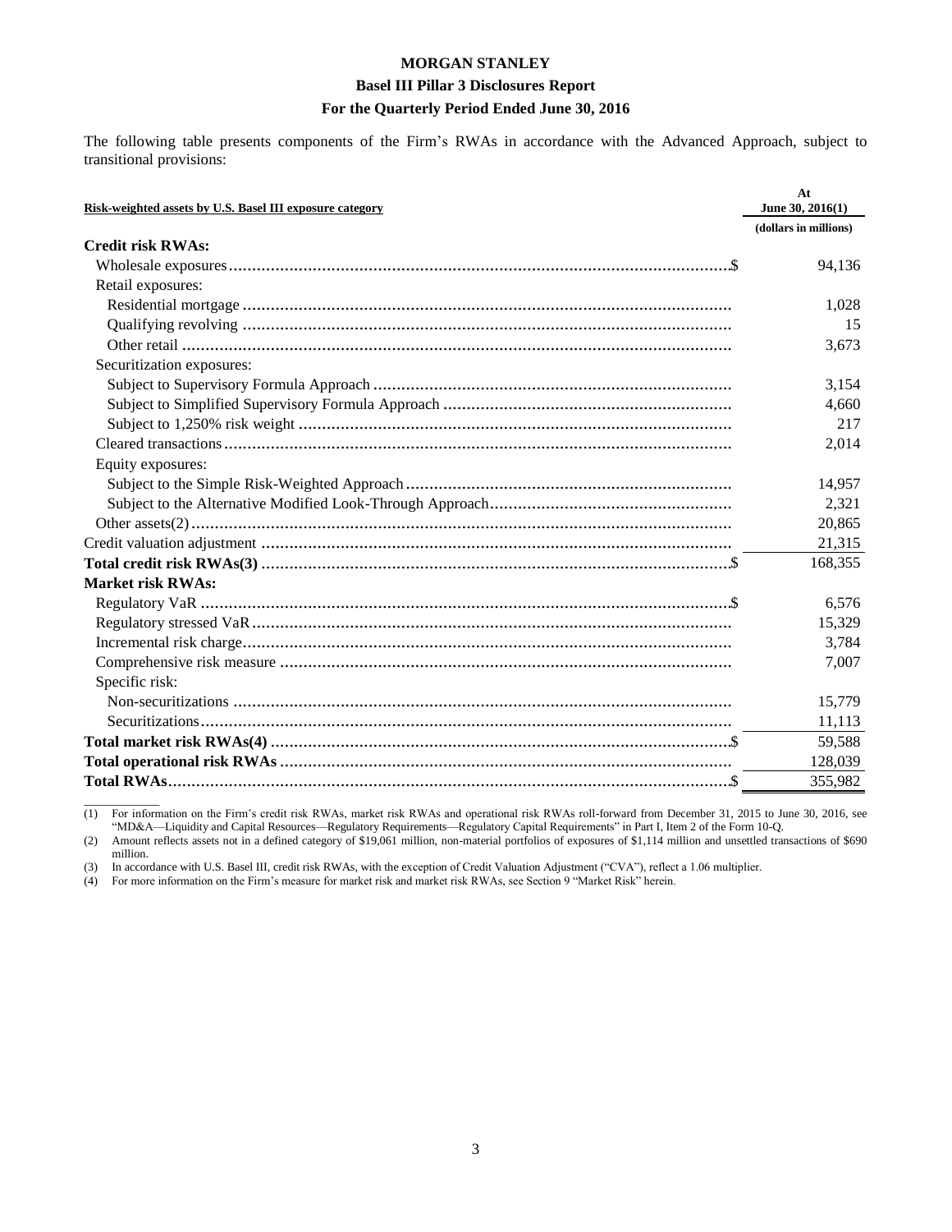The following table presents components of the Firm's RWAs in accordance with the Advanced Approach, subject to transitional provisions:

| Risk-weighted assets by U.S. Basel III exposure category | At June 30, 2016(1) |
|---|---|
| | (dollars in millions) |
| **Credit risk RWAs:** | |
| Wholesale exposures | $ 94,136 |
| Retail exposures: | |
| Residential mortgage | 1,028 |
| Qualifying revolving | 15 |
| Other retail | 3,673 |
| Securitization exposures: | |
| Subject to Supervisory Formula Approach | 3,154 |
| Subject to Simplified Supervisory Formula Approach | 4,660 |
| Subject to 1,250% risk weight | 217 |
| Cleared transactions | 2,014 |
| Equity exposures: | |
| Subject to the Simple Risk-Weighted Approach | 14,957 |
| Subject to the Alternative Modified Look-Through Approach | 2,321 |
| Other assets(2) | 20,865 |
| Credit valuation adjustment | 21,315 |
| **Total credit risk RWAs(3)** | $ 168,355 |
| **Market risk RWAs:** | |
| Regulatory VaR | $ 6,576 |
| Regulatory stressed VaR | 15,329 |
| Incremental risk charge | 3,784 |
| Comprehensive risk measure | 7,007 |
| Specific risk: | |
| Non-securitizations | 15,779 |
| Securitizations | 11,113 |
| **Total market risk RWAs(4)** | $ 59,588 |
| **Total operational risk RWAs** | 128,039 |
| **Total RWAs** | $ 355,982 |

(1) For information on the Firm's credit risk RWAs, market risk RWAs and operational risk RWAs roll-forward from December 31, 2015 to June 30, 2016, see "MD&A—Liquidity and Capital Resources—Regulatory Requirements—Regulatory Capital Requirements" in Part I, Item 2 of the Form 10-Q.

(2) Amount reflects assets not in a defined category of $19,061 million, non-material portfolios of exposures of $1,114 million and unsettled transactions of $690 million.

(3) In accordance with U.S. Basel III, credit risk RWAs, with the exception of Credit Valuation Adjustment ("CVA"), reflect a 1.06 multiplier.

(4) For more information on the Firm's measure for market risk and market risk RWAs, see Section 9 "Market Risk" herein.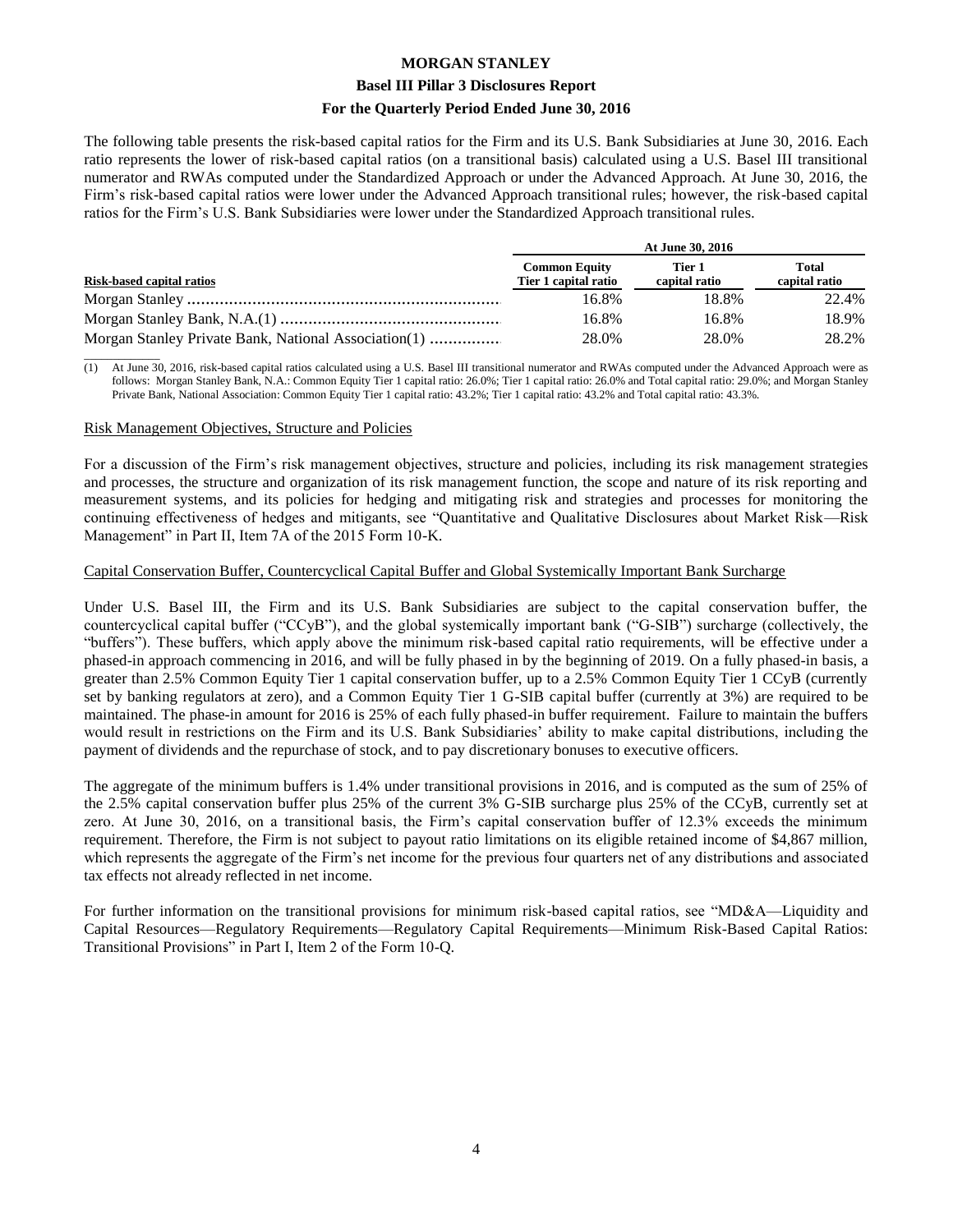The following table presents the risk-based capital ratios for the Firm and its U.S. Bank Subsidiaries at June 30, 2016. Each ratio represents the lower of risk-based capital ratios (on a transitional basis) calculated using a U.S. Basel III transitional numerator and RWAs computed under the Standardized Approach or under the Advanced Approach. At June 30, 2016, the Firm's risk-based capital ratios were lower under the Advanced Approach transitional rules; however, the risk-based capital ratios for the Firm's U.S. Bank Subsidiaries were lower under the Standardized Approach transitional rules.

| | At June 30, 2016 | | |
|---|---|---|---|
| Risk-based capital ratios | Common Equity Tier 1 capital ratio | Tier 1 capital ratio | Total capital ratio |
| Morgan Stanley | 16.8% | 18.8% | 22.4% |
| Morgan Stanley Bank, N.A.(1) | 16.8% | 16.8% | 18.9% |
| Morgan Stanley Private Bank, National Association(1) | 28.0% | 28.0% | 28.2% |

(1) At June 30, 2016, risk-based capital ratios calculated using a U.S. Basel III transitional numerator and RWAs computed under the Advanced Approach were as follows: Morgan Stanley Bank, N.A.: Common Equity Tier 1 capital ratio: 26.0%; Tier 1 capital ratio: 26.0% and Total capital ratio: 29.0%; and Morgan Stanley Private Bank, National Association: Common Equity Tier 1 capital ratio: 43.2%; Tier 1 capital ratio: 43.2% and Total capital ratio: 43.3%.

## Risk Management Objectives, Structure and Policies

For a discussion of the Firm's risk management objectives, structure and policies, including its risk management strategies and processes, the structure and organization of its risk management function, the scope and nature of its risk reporting and measurement systems, and its policies for hedging and mitigating risk and strategies and processes for monitoring the continuing effectiveness of hedges and mitigants, see "Quantitative and Qualitative Disclosures about Market Risk—Risk Management" in Part II, Item 7A of the 2015 Form 10-K.

## Capital Conservation Buffer, Countercyclical Capital Buffer and Global Systemically Important Bank Surcharge

Under U.S. Basel III, the Firm and its U.S. Bank Subsidiaries are subject to the capital conservation buffer, the countercyclical capital buffer ("CCyB"), and the global systemically important bank ("G-SIB") surcharge (collectively, the "buffers"). These buffers, which apply above the minimum risk-based capital ratio requirements, will be effective under a phased-in approach commencing in 2016, and will be fully phased in by the beginning of 2019. On a fully phased-in basis, a greater than 2.5% Common Equity Tier 1 capital conservation buffer, up to a 2.5% Common Equity Tier 1 CCyB (currently set by banking regulators at zero), and a Common Equity Tier 1 G-SIB capital buffer (currently at 3%) are required to be maintained. The phase-in amount for 2016 is 25% of each fully phased-in buffer requirement. Failure to maintain the buffers would result in restrictions on the Firm and its U.S. Bank Subsidiaries' ability to make capital distributions, including the payment of dividends and the repurchase of stock, and to pay discretionary bonuses to executive officers.

The aggregate of the minimum buffers is 1.4% under transitional provisions in 2016, and is computed as the sum of 25% of the 2.5% capital conservation buffer plus 25% of the current 3% G-SIB surcharge plus 25% of the CCyB, currently set at zero. At June 30, 2016, on a transitional basis, the Firm's capital conservation buffer of 12.3% exceeds the minimum requirement. Therefore, the Firm is not subject to payout ratio limitations on its eligible retained income of $4,867 million, which represents the aggregate of the Firm's net income for the previous four quarters net of any distributions and associated tax effects not already reflected in net income.

For further information on the transitional provisions for minimum risk-based capital ratios, see "MD&A—Liquidity and Capital Resources—Regulatory Requirements—Regulatory Capital Requirements—Minimum Risk-Based Capital Ratios: Transitional Provisions" in Part I, Item 2 of the Form 10-Q.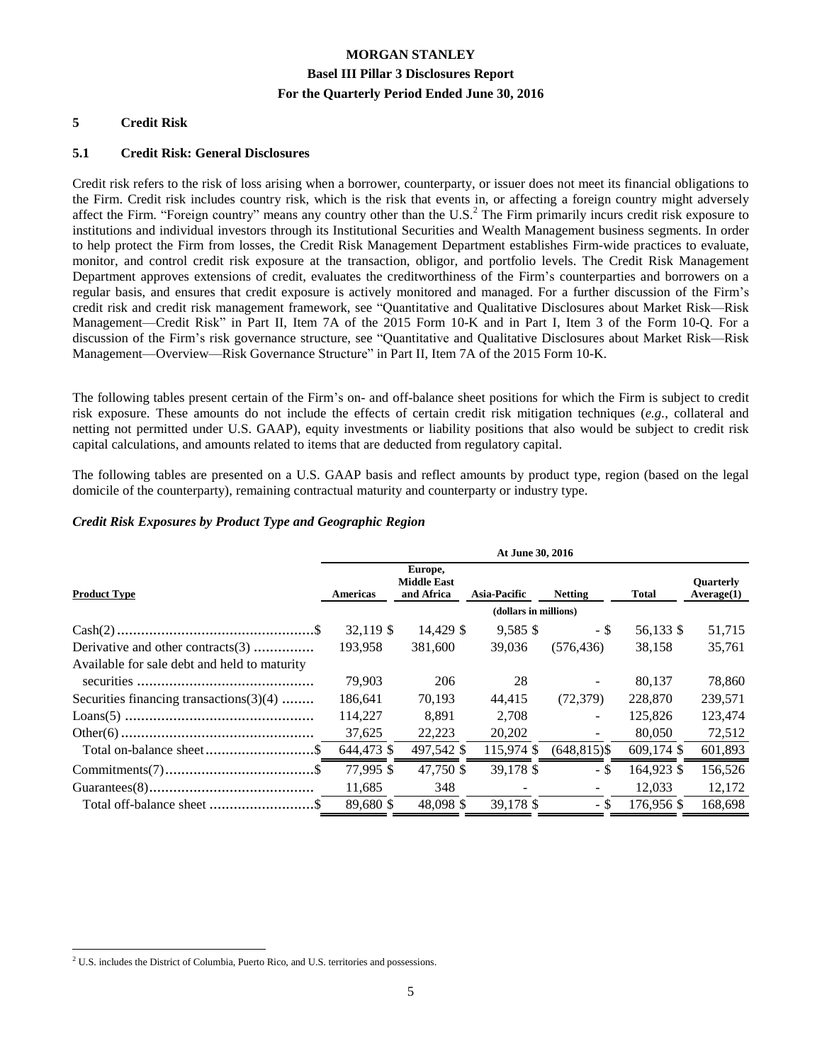## 5 Credit Risk

### 5.1 Credit Risk: General Disclosures

Credit risk refers to the risk of loss arising when a borrower, counterparty, or issuer does not meet its financial obligations to the Firm. Credit risk includes country risk, which is the risk that events in, or affecting a foreign country might adversely affect the Firm. "Foreign country" means any country other than the U.S.[2] The Firm primarily incurs credit risk exposure to institutions and individual investors through its Institutional Securities and Wealth Management business segments. In order to help protect the Firm from losses, the Credit Risk Management Department establishes Firm-wide practices to evaluate, monitor, and control credit risk exposure at the transaction, obligor, and portfolio levels. The Credit Risk Management Department approves extensions of credit, evaluates the creditworthiness of the Firm's counterparties and borrowers on a regular basis, and ensures that credit exposure is actively monitored and managed. For a further discussion of the Firm's credit risk and credit risk management framework, see "Quantitative and Qualitative Disclosures about Market Risk—Risk Management—Credit Risk" in Part II, Item 7A of the 2015 Form 10-K and in Part I, Item 3 of the Form 10-Q. For a discussion of the Firm's risk governance structure, see "Quantitative and Qualitative Disclosures about Market Risk—Risk Management—Overview—Risk Governance Structure" in Part II, Item 7A of the 2015 Form 10-K.

The following tables present certain of the Firm's on- and off-balance sheet positions for which the Firm is subject to credit risk exposure. These amounts do not include the effects of certain credit risk mitigation techniques (*e.g.*, collateral and netting not permitted under U.S. GAAP), equity investments or liability positions that also would be subject to credit risk capital calculations, and amounts related to items that are deducted from regulatory capital.

The following tables are presented on a U.S. GAAP basis and reflect amounts by product type, region (based on the legal domicile of the counterparty), remaining contractual maturity and counterparty or industry type.

***Credit Risk Exposures by Product Type and Geographic Region***

| | At June 30, 2016 | | | | | |
|---|---|---|---|---|---|---|
| **Product Type** | **Americas** | **Europe, Middle East and Africa** | **Asia-Pacific** | **Netting** | **Total** | **Quarterly Average(1)** |
| | (dollars in millions) | | | | | |
| Cash(2) | $ 32,119 | $ 14,429 | $ 9,585 | $ - | $ 56,133 | $ 51,715 |
| Derivative and other contracts(3) | 193,958 | 381,600 | 39,036 | (576,436) | 38,158 | 35,761 |
| Available for sale debt and held to maturity securities | 79,903 | 206 | 28 | - | 80,137 | 78,860 |
| Securities financing transactions(3)(4) | 186,641 | 70,193 | 44,415 | (72,379) | 228,870 | 239,571 |
| Loans(5) | 114,227 | 8,891 | 2,708 | - | 125,826 | 123,474 |
| Other(6) | 37,625 | 22,223 | 20,202 | - | 80,050 | 72,512 |
| Total on-balance sheet | $ 644,473 | $ 497,542 | $ 115,974 | $ (648,815) | $ 609,174 | $ 601,893 |
| Commitments(7) | $ 77,995 | $ 47,750 | $ 39,178 | $ - | $ 164,923 | $ 156,526 |
| Guarantees(8) | 11,685 | 348 | - | - | 12,033 | 12,172 |
| Total off-balance sheet | $ 89,680 | $ 48,098 | $ 39,178 | $ - | $ 176,956 | $ 168,698 |

[2] U.S. includes the District of Columbia, Puerto Rico, and U.S. territories and possessions.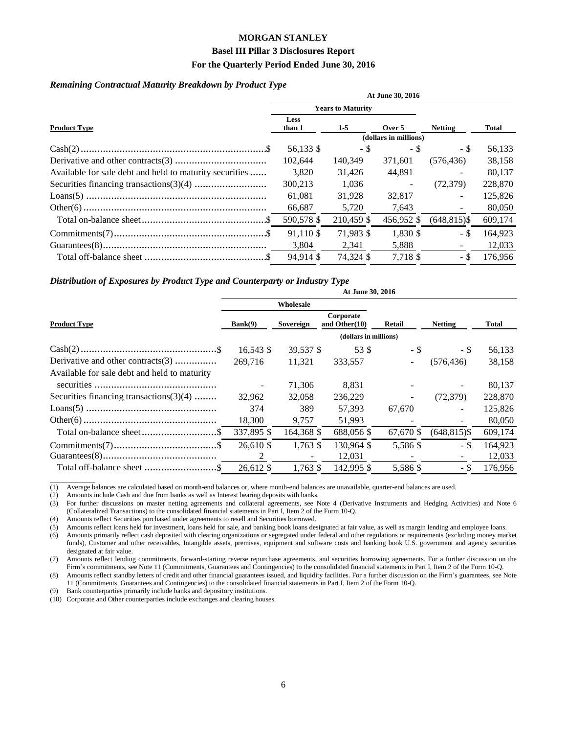**MORGAN STANLEY**

**Basel III Pillar 3 Disclosures Report**

**For the Quarterly Period Ended June 30, 2016**

***Remaining Contractual Maturity Breakdown by Product Type***

| | At June 30, 2016 | | | | |
|---|---|---|---|---|---|
| | Years to Maturity | | | | |
| **Product Type** | **Less than 1** | **1-5** | **Over 5** | **Netting** | **Total** |
| | (dollars in millions) | | | | |
| Cash(2) | $ 56,133 | $ - | $ - | $ - | $ 56,133 |
| Derivative and other contracts(3) | 102,644 | 140,349 | 371,601 | (576,436) | 38,158 |
| Available for sale debt and held to maturity securities | 3,820 | 31,426 | 44,891 | - | 80,137 |
| Securities financing transactions(3)(4) | 300,213 | 1,036 | - | (72,379) | 228,870 |
| Loans(5) | 61,081 | 31,928 | 32,817 | - | 125,826 |
| Other(6) | 66,687 | 5,720 | 7,643 | - | 80,050 |
| Total on-balance sheet | $ 590,578 | $ 210,459 | $ 456,952 | $ (648,815) | $ 609,174 |
| Commitments(7) | $ 91,110 | $ 71,983 | $ 1,830 | $ - | $ 164,923 |
| Guarantees(8) | 3,804 | 2,341 | 5,888 | - | 12,033 |
| Total off-balance sheet | $ 94,914 | $ 74,324 | $ 7,718 | $ - | $ 176,956 |

***Distribution of Exposures by Product Type and Counterparty or Industry Type***

| | At June 30, 2016 | | | | | |
|---|---|---|---|---|---|---|
| | Wholesale | | | | | |
| **Product Type** | **Bank(9)** | **Sovereign** | **Corporate and Other(10)** | **Retail** | **Netting** | **Total** |
| | (dollars in millions) | | | | | |
| Cash(2) | $ 16,543 | $ 39,537 | $ 53 | $ - | $ - | $ 56,133 |
| Derivative and other contracts(3) | 269,716 | 11,321 | 333,557 | - | (576,436) | 38,158 |
| Available for sale debt and held to maturity securities | - | 71,306 | 8,831 | - | - | 80,137 |
| Securities financing transactions(3)(4) | 32,962 | 32,058 | 236,229 | - | (72,379) | 228,870 |
| Loans(5) | 374 | 389 | 57,393 | 67,670 | - | 125,826 |
| Other(6) | 18,300 | 9,757 | 51,993 | - | - | 80,050 |
| Total on-balance sheet | $ 337,895 | $ 164,368 | $ 688,056 | $ 67,670 | $ (648,815) | $ 609,174 |
| Commitments(7) | $ 26,610 | $ 1,763 | $ 130,964 | $ 5,586 | $ - | $ 164,923 |
| Guarantees(8) | 2 | - | 12,031 | - | - | 12,033 |
| Total off-balance sheet | $ 26,612 | $ 1,763 | $ 142,995 | $ 5,586 | $ - | $ 176,956 |

(1) Average balances are calculated based on month-end balances or, where month-end balances are unavailable, quarter-end balances are used.

(2) Amounts include Cash and due from banks as well as Interest bearing deposits with banks.

(3) For further discussions on master netting agreements and collateral agreements, see Note 4 (Derivative Instruments and Hedging Activities) and Note 6 (Collateralized Transactions) to the consolidated financial statements in Part I, Item 2 of the Form 10-Q.

(4) Amounts reflect Securities purchased under agreements to resell and Securities borrowed.

(5) Amounts reflect loans held for investment, loans held for sale, and banking book loans designated at fair value, as well as margin lending and employee loans.

(6) Amounts primarily reflect cash deposited with clearing organizations or segregated under federal and other regulations or requirements (excluding money market funds), Customer and other receivables, Intangible assets, premises, equipment and software costs and banking book U.S. government and agency securities designated at fair value.

(7) Amounts reflect lending commitments, forward-starting reverse repurchase agreements, and securities borrowing agreements. For a further discussion on the Firm's commitments, see Note 11 (Commitments, Guarantees and Contingencies) to the consolidated financial statements in Part I, Item 2 of the Form 10-Q.

(8) Amounts reflect standby letters of credit and other financial guarantees issued, and liquidity facilities. For a further discussion on the Firm's guarantees, see Note 11 (Commitments, Guarantees and Contingencies) to the consolidated financial statements in Part I, Item 2 of the Form 10-Q.

(9) Bank counterparties primarily include banks and depository institutions.

(10) Corporate and Other counterparties include exchanges and clearing houses.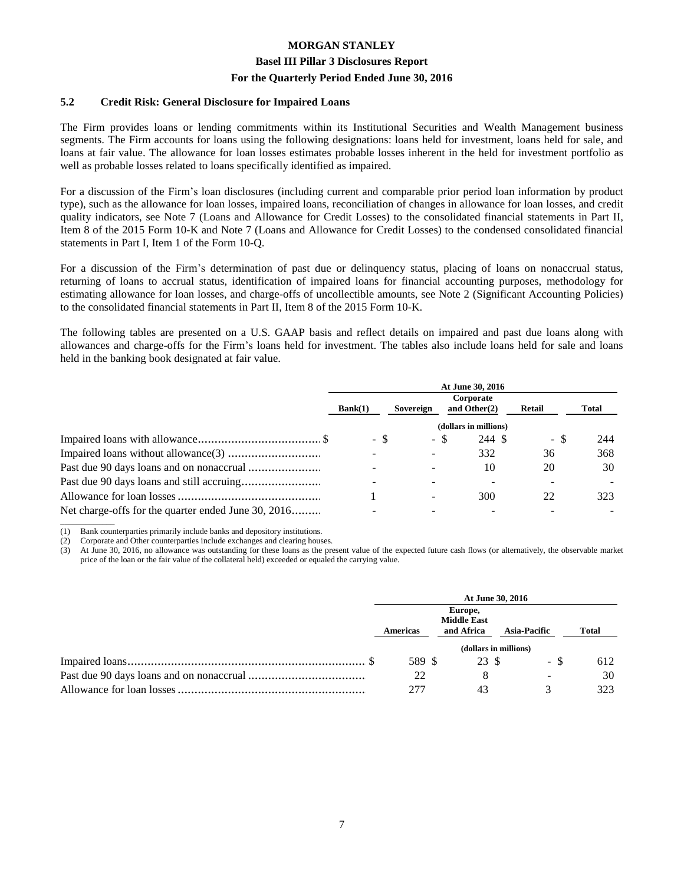## 5.2 Credit Risk: General Disclosure for Impaired Loans

The Firm provides loans or lending commitments within its Institutional Securities and Wealth Management business segments. The Firm accounts for loans using the following designations: loans held for investment, loans held for sale, and loans at fair value. The allowance for loan losses estimates probable losses inherent in the held for investment portfolio as well as probable losses related to loans specifically identified as impaired.

For a discussion of the Firm's loan disclosures (including current and comparable prior period loan information by product type), such as the allowance for loan losses, impaired loans, reconciliation of changes in allowance for loan losses, and credit quality indicators, see Note 7 (Loans and Allowance for Credit Losses) to the consolidated financial statements in Part II, Item 8 of the 2015 Form 10-K and Note 7 (Loans and Allowance for Credit Losses) to the condensed consolidated financial statements in Part I, Item 1 of the Form 10-Q.

For a discussion of the Firm's determination of past due or delinquency status, placing of loans on nonaccrual status, returning of loans to accrual status, identification of impaired loans for financial accounting purposes, methodology for estimating allowance for loan losses, and charge-offs of uncollectible amounts, see Note 2 (Significant Accounting Policies) to the consolidated financial statements in Part II, Item 8 of the 2015 Form 10-K.

The following tables are presented on a U.S. GAAP basis and reflect details on impaired and past due loans along with allowances and charge-offs for the Firm's loans held for investment. The tables also include loans held for sale and loans held in the banking book designated at fair value.

| | At June 30, 2016 | | | | |
|---|---|---|---|---|---|
| | Bank(1) | Sovereign | Corporate and Other(2) | Retail | Total |
| | (dollars in millions) | | | | |
| Impaired loans with allowance | $ - | $ - | $ 244 | $ - | $ 244 |
| Impaired loans without allowance(3) | - | - | 332 | 36 | 368 |
| Past due 90 days loans and on nonaccrual | - | - | 10 | 20 | 30 |
| Past due 90 days loans and still accruing | - | - | - | - | - |
| Allowance for loan losses | 1 | - | 300 | 22 | 323 |
| Net charge-offs for the quarter ended June 30, 2016 | - | - | - | - | - |

(1) Bank counterparties primarily include banks and depository institutions.
(2) Corporate and Other counterparties include exchanges and clearing houses.
(3) At June 30, 2016, no allowance was outstanding for these loans as the present value of the expected future cash flows (or alternatively, the observable market price of the loan or the fair value of the collateral held) exceeded or equaled the carrying value.

| | At June 30, 2016 | | | |
|---|---|---|---|---|
| | Americas | Europe, Middle East and Africa | Asia-Pacific | Total |
| | (dollars in millions) | | | |
| Impaired loans | $ 589 | $ 23 | $ - | $ 612 |
| Past due 90 days loans and on nonaccrual | 22 | 8 | - | 30 |
| Allowance for loan losses | 277 | 43 | 3 | 323 |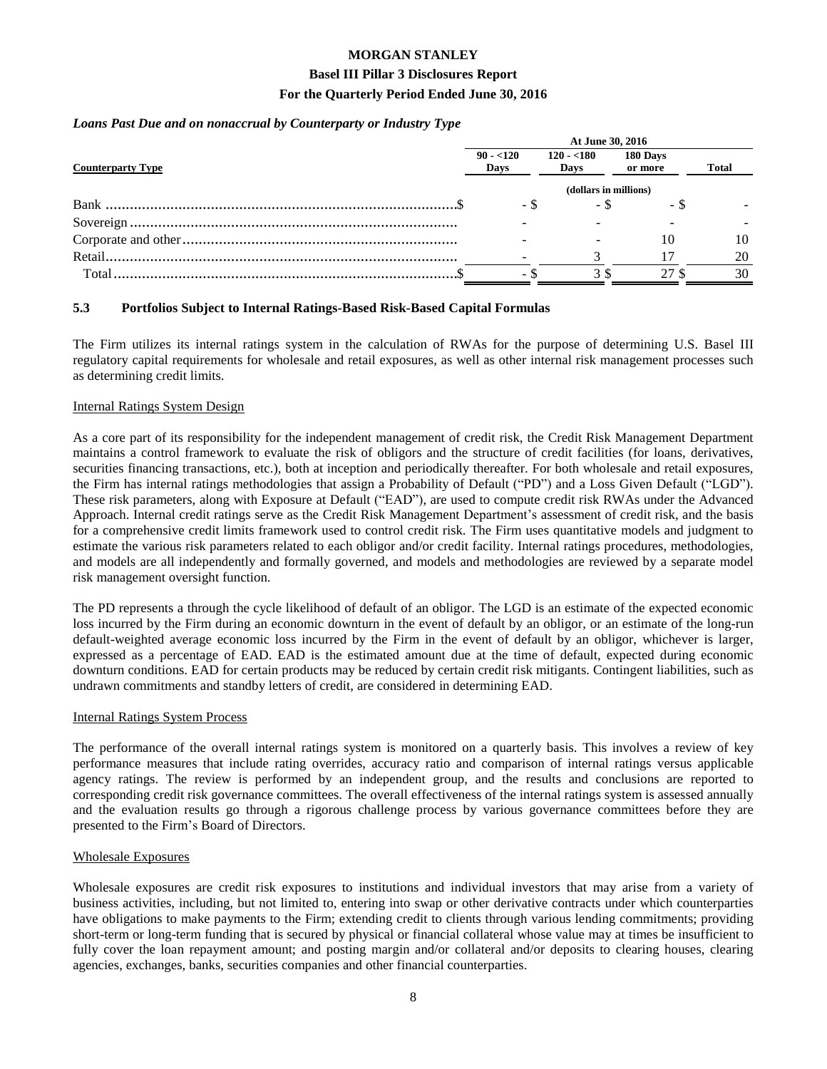*Loans Past Due and on nonaccrual by Counterparty or Industry Type*

| Counterparty Type | At June 30, 2016 | | | |
|---|---|---|---|---|
| | 90 - <120 Days | 120 - <180 Days | 180 Days or more | Total |
| | (dollars in millions) | | | |
| Bank | $ - | $ - | $ - | $ - |
| Sovereign | - | - | - | - |
| Corporate and other | - | - | 10 | 10 |
| Retail | - | 3 | 17 | 20 |
| Total | $ - | $ 3 | $ 27 | $ 30 |

### 5.3 Portfolios Subject to Internal Ratings-Based Risk-Based Capital Formulas

The Firm utilizes its internal ratings system in the calculation of RWAs for the purpose of determining U.S. Basel III regulatory capital requirements for wholesale and retail exposures, as well as other internal risk management processes such as determining credit limits.

Internal Ratings System Design

As a core part of its responsibility for the independent management of credit risk, the Credit Risk Management Department maintains a control framework to evaluate the risk of obligors and the structure of credit facilities (for loans, derivatives, securities financing transactions, etc.), both at inception and periodically thereafter. For both wholesale and retail exposures, the Firm has internal ratings methodologies that assign a Probability of Default ("PD") and a Loss Given Default ("LGD"). These risk parameters, along with Exposure at Default ("EAD"), are used to compute credit risk RWAs under the Advanced Approach. Internal credit ratings serve as the Credit Risk Management Department's assessment of credit risk, and the basis for a comprehensive credit limits framework used to control credit risk. The Firm uses quantitative models and judgment to estimate the various risk parameters related to each obligor and/or credit facility. Internal ratings procedures, methodologies, and models are all independently and formally governed, and models and methodologies are reviewed by a separate model risk management oversight function.

The PD represents a through the cycle likelihood of default of an obligor. The LGD is an estimate of the expected economic loss incurred by the Firm during an economic downturn in the event of default by an obligor, or an estimate of the long-run default-weighted average economic loss incurred by the Firm in the event of default by an obligor, whichever is larger, expressed as a percentage of EAD. EAD is the estimated amount due at the time of default, expected during economic downturn conditions. EAD for certain products may be reduced by certain credit risk mitigants. Contingent liabilities, such as undrawn commitments and standby letters of credit, are considered in determining EAD.

Internal Ratings System Process

The performance of the overall internal ratings system is monitored on a quarterly basis. This involves a review of key performance measures that include rating overrides, accuracy ratio and comparison of internal ratings versus applicable agency ratings. The review is performed by an independent group, and the results and conclusions are reported to corresponding credit risk governance committees. The overall effectiveness of the internal ratings system is assessed annually and the evaluation results go through a rigorous challenge process by various governance committees before they are presented to the Firm's Board of Directors.

Wholesale Exposures

Wholesale exposures are credit risk exposures to institutions and individual investors that may arise from a variety of business activities, including, but not limited to, entering into swap or other derivative contracts under which counterparties have obligations to make payments to the Firm; extending credit to clients through various lending commitments; providing short-term or long-term funding that is secured by physical or financial collateral whose value may at times be insufficient to fully cover the loan repayment amount; and posting margin and/or collateral and/or deposits to clearing houses, clearing agencies, exchanges, banks, securities companies and other financial counterparties.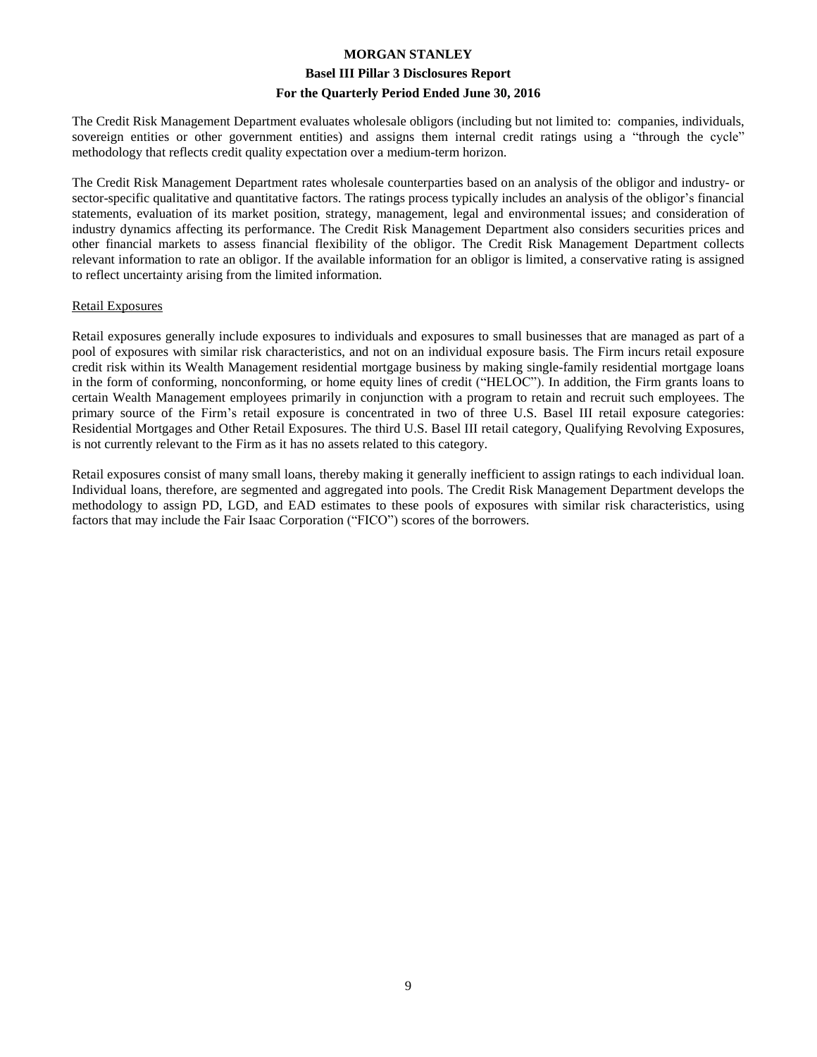The Credit Risk Management Department evaluates wholesale obligors (including but not limited to: companies, individuals, sovereign entities or other government entities) and assigns them internal credit ratings using a "through the cycle" methodology that reflects credit quality expectation over a medium-term horizon.

The Credit Risk Management Department rates wholesale counterparties based on an analysis of the obligor and industry- or sector-specific qualitative and quantitative factors. The ratings process typically includes an analysis of the obligor's financial statements, evaluation of its market position, strategy, management, legal and environmental issues; and consideration of industry dynamics affecting its performance. The Credit Risk Management Department also considers securities prices and other financial markets to assess financial flexibility of the obligor. The Credit Risk Management Department collects relevant information to rate an obligor. If the available information for an obligor is limited, a conservative rating is assigned to reflect uncertainty arising from the limited information.

Retail Exposures

Retail exposures generally include exposures to individuals and exposures to small businesses that are managed as part of a pool of exposures with similar risk characteristics, and not on an individual exposure basis. The Firm incurs retail exposure credit risk within its Wealth Management residential mortgage business by making single-family residential mortgage loans in the form of conforming, nonconforming, or home equity lines of credit ("HELOC"). In addition, the Firm grants loans to certain Wealth Management employees primarily in conjunction with a program to retain and recruit such employees. The primary source of the Firm's retail exposure is concentrated in two of three U.S. Basel III retail exposure categories: Residential Mortgages and Other Retail Exposures. The third U.S. Basel III retail category, Qualifying Revolving Exposures, is not currently relevant to the Firm as it has no assets related to this category.

Retail exposures consist of many small loans, thereby making it generally inefficient to assign ratings to each individual loan. Individual loans, therefore, are segmented and aggregated into pools. The Credit Risk Management Department develops the methodology to assign PD, LGD, and EAD estimates to these pools of exposures with similar risk characteristics, using factors that may include the Fair Isaac Corporation ("FICO") scores of the borrowers.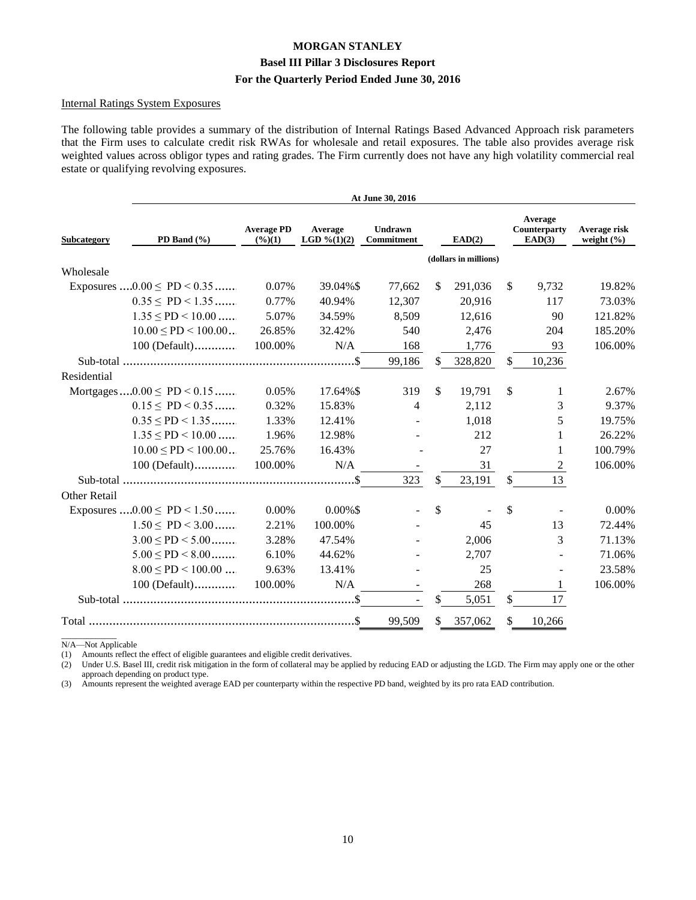### Internal Ratings System Exposures

The following table provides a summary of the distribution of Internal Ratings Based Advanced Approach risk parameters that the Firm uses to calculate credit risk RWAs for wholesale and retail exposures. The table also provides average risk weighted values across obligor types and rating grades. The Firm currently does not have any high volatility commercial real estate or qualifying revolving exposures.

| | At June 30, 2016 | | | | | | |
|---|---|---|---|---|---|---|---|
| **Subcategory** | **PD Band (%)** | **Average PD (%)(1)** | **Average LGD %(1)(2)** | **Undrawn Commitment** | **EAD(2)** | **Average Counterparty EAD(3)** | **Average risk weight (%)** |
| | | | | | (dollars in millions) | | |
| Wholesale | | | | | | | |
| Exposures | 0.00 ≤ PD < 0.35 | 0.07% | 39.04% | $ 77,662 | $ 291,036 | $ 9,732 | 19.82% |
| | 0.35 ≤ PD < 1.35 | 0.77% | 40.94% | 12,307 | 20,916 | 117 | 73.03% |
| | 1.35 ≤ PD < 10.00 | 5.07% | 34.59% | 8,509 | 12,616 | 90 | 121.82% |
| | 10.00 ≤ PD < 100.00 | 26.85% | 32.42% | 540 | 2,476 | 204 | 185.20% |
| | 100 (Default) | 100.00% | N/A | 168 | 1,776 | 93 | 106.00% |
| Sub-total | | | | $ 99,186 | $ 328,820 | $ 10,236 | |
| Residential | | | | | | | |
| Mortgages | 0.00 ≤ PD < 0.15 | 0.05% | 17.64% | $ 319 | $ 19,791 | $ 1 | 2.67% |
| | 0.15 ≤ PD < 0.35 | 0.32% | 15.83% | 4 | 2,112 | 3 | 9.37% |
| | 0.35 ≤ PD < 1.35 | 1.33% | 12.41% | - | 1,018 | 5 | 19.75% |
| | 1.35 ≤ PD < 10.00 | 1.96% | 12.98% | - | 212 | 1 | 26.22% |
| | 10.00 ≤ PD < 100.00 | 25.76% | 16.43% | - | 27 | 1 | 100.79% |
| | 100 (Default) | 100.00% | N/A | - | 31 | 2 | 106.00% |
| Sub-total | | | | $ 323 | $ 23,191 | $ 13 | |
| Other Retail | | | | | | | |
| Exposures | 0.00 ≤ PD < 1.50 | 0.00% | 0.00% | $ - | $ - | $ - | 0.00% |
| | 1.50 ≤ PD < 3.00 | 2.21% | 100.00% | - | 45 | 13 | 72.44% |
| | 3.00 ≤ PD < 5.00 | 3.28% | 47.54% | - | 2,006 | 3 | 71.13% |
| | 5.00 ≤ PD < 8.00 | 6.10% | 44.62% | - | 2,707 | - | 71.06% |
| | 8.00 ≤ PD < 100.00 | 9.63% | 13.41% | - | 25 | - | 23.58% |
| | 100 (Default) | 100.00% | N/A | - | 268 | 1 | 106.00% |
| Sub-total | | | | $ - | $ 5,051 | $ 17 | |
| Total | | | | $ 99,509 | $ 357,062 | $ 10,266 | |

N/A—Not Applicable

(1) Amounts reflect the effect of eligible guarantees and eligible credit derivatives.

(2) Under U.S. Basel III, credit risk mitigation in the form of collateral may be applied by reducing EAD or adjusting the LGD. The Firm may apply one or the other approach depending on product type.

(3) Amounts represent the weighted average EAD per counterparty within the respective PD band, weighted by its pro rata EAD contribution.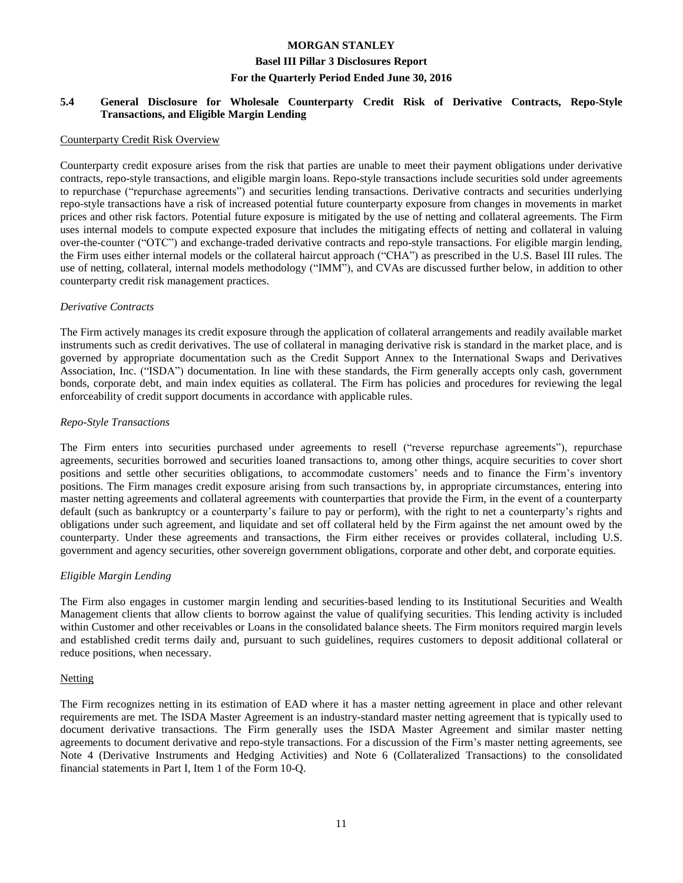## 5.4 General Disclosure for Wholesale Counterparty Credit Risk of Derivative Contracts, Repo-Style Transactions, and Eligible Margin Lending

Counterparty Credit Risk Overview

Counterparty credit exposure arises from the risk that parties are unable to meet their payment obligations under derivative contracts, repo-style transactions, and eligible margin loans. Repo-style transactions include securities sold under agreements to repurchase ("repurchase agreements") and securities lending transactions. Derivative contracts and securities underlying repo-style transactions have a risk of increased potential future counterparty exposure from changes in movements in market prices and other risk factors. Potential future exposure is mitigated by the use of netting and collateral agreements. The Firm uses internal models to compute expected exposure that includes the mitigating effects of netting and collateral in valuing over-the-counter ("OTC") and exchange-traded derivative contracts and repo-style transactions. For eligible margin lending, the Firm uses either internal models or the collateral haircut approach ("CHA") as prescribed in the U.S. Basel III rules. The use of netting, collateral, internal models methodology ("IMM"), and CVAs are discussed further below, in addition to other counterparty credit risk management practices.

*Derivative Contracts*

The Firm actively manages its credit exposure through the application of collateral arrangements and readily available market instruments such as credit derivatives. The use of collateral in managing derivative risk is standard in the market place, and is governed by appropriate documentation such as the Credit Support Annex to the International Swaps and Derivatives Association, Inc. ("ISDA") documentation. In line with these standards, the Firm generally accepts only cash, government bonds, corporate debt, and main index equities as collateral. The Firm has policies and procedures for reviewing the legal enforceability of credit support documents in accordance with applicable rules.

*Repo-Style Transactions*

The Firm enters into securities purchased under agreements to resell ("reverse repurchase agreements"), repurchase agreements, securities borrowed and securities loaned transactions to, among other things, acquire securities to cover short positions and settle other securities obligations, to accommodate customers' needs and to finance the Firm's inventory positions. The Firm manages credit exposure arising from such transactions by, in appropriate circumstances, entering into master netting agreements and collateral agreements with counterparties that provide the Firm, in the event of a counterparty default (such as bankruptcy or a counterparty's failure to pay or perform), with the right to net a counterparty's rights and obligations under such agreement, and liquidate and set off collateral held by the Firm against the net amount owed by the counterparty. Under these agreements and transactions, the Firm either receives or provides collateral, including U.S. government and agency securities, other sovereign government obligations, corporate and other debt, and corporate equities.

*Eligible Margin Lending*

The Firm also engages in customer margin lending and securities-based lending to its Institutional Securities and Wealth Management clients that allow clients to borrow against the value of qualifying securities. This lending activity is included within Customer and other receivables or Loans in the consolidated balance sheets. The Firm monitors required margin levels and established credit terms daily and, pursuant to such guidelines, requires customers to deposit additional collateral or reduce positions, when necessary.

Netting

The Firm recognizes netting in its estimation of EAD where it has a master netting agreement in place and other relevant requirements are met. The ISDA Master Agreement is an industry-standard master netting agreement that is typically used to document derivative transactions. The Firm generally uses the ISDA Master Agreement and similar master netting agreements to document derivative and repo-style transactions. For a discussion of the Firm's master netting agreements, see Note 4 (Derivative Instruments and Hedging Activities) and Note 6 (Collateralized Transactions) to the consolidated financial statements in Part I, Item 1 of the Form 10-Q.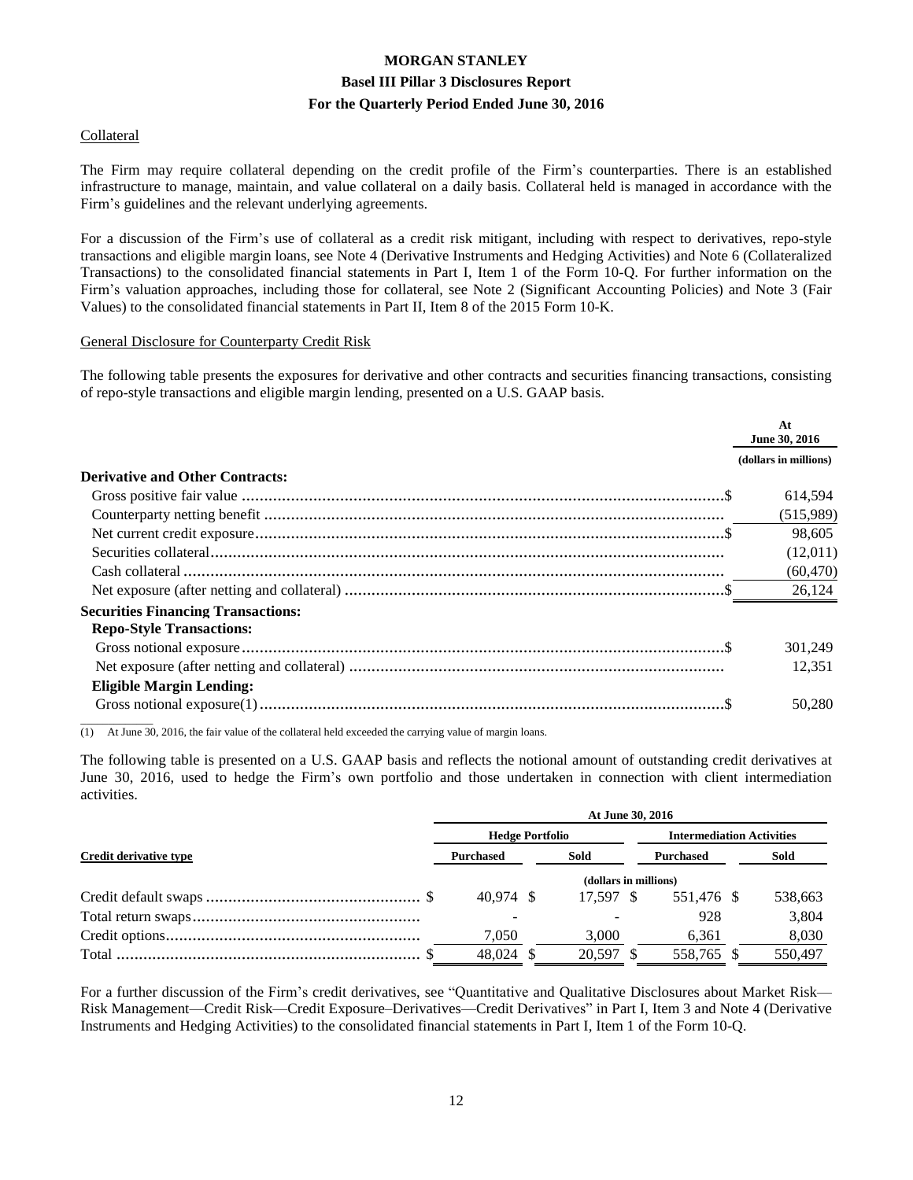Collateral

The Firm may require collateral depending on the credit profile of the Firm's counterparties. There is an established infrastructure to manage, maintain, and value collateral on a daily basis. Collateral held is managed in accordance with the Firm's guidelines and the relevant underlying agreements.

For a discussion of the Firm's use of collateral as a credit risk mitigant, including with respect to derivatives, repo-style transactions and eligible margin loans, see Note 4 (Derivative Instruments and Hedging Activities) and Note 6 (Collateralized Transactions) to the consolidated financial statements in Part I, Item 1 of the Form 10-Q. For further information on the Firm's valuation approaches, including those for collateral, see Note 2 (Significant Accounting Policies) and Note 3 (Fair Values) to the consolidated financial statements in Part II, Item 8 of the 2015 Form 10-K.

General Disclosure for Counterparty Credit Risk

The following table presents the exposures for derivative and other contracts and securities financing transactions, consisting of repo-style transactions and eligible margin lending, presented on a U.S. GAAP basis.

| | At June 30, 2016 |
|---|---|
| | (dollars in millions) |
| **Derivative and Other Contracts:** | |
| Gross positive fair value | $ 614,594 |
| Counterparty netting benefit | (515,989) |
| Net current credit exposure | $ 98,605 |
| Securities collateral | (12,011) |
| Cash collateral | (60,470) |
| Net exposure (after netting and collateral) | $ 26,124 |
| **Securities Financing Transactions:** | |
| **Repo-Style Transactions:** | |
| Gross notional exposure | $ 301,249 |
| Net exposure (after netting and collateral) | 12,351 |
| **Eligible Margin Lending:** | |
| Gross notional exposure(1) | $ 50,280 |

(1) At June 30, 2016, the fair value of the collateral held exceeded the carrying value of margin loans.

The following table is presented on a U.S. GAAP basis and reflects the notional amount of outstanding credit derivatives at June 30, 2016, used to hedge the Firm's own portfolio and those undertaken in connection with client intermediation activities.

| | At June 30, 2016 | | | |
|---|---|---|---|---|
| | Hedge Portfolio | | Intermediation Activities | |
| Credit derivative type | Purchased | Sold | Purchased | Sold |
| | (dollars in millions) | | | |
| Credit default swaps | $ 40,974 | $ 17,597 | $ 551,476 | $ 538,663 |
| Total return swaps | - | - | 928 | 3,804 |
| Credit options | 7,050 | 3,000 | 6,361 | 8,030 |
| Total | $ 48,024 | $ 20,597 | $ 558,765 | $ 550,497 |

For a further discussion of the Firm's credit derivatives, see "Quantitative and Qualitative Disclosures about Market Risk—Risk Management—Credit Risk—Credit Exposure–Derivatives—Credit Derivatives" in Part I, Item 3 and Note 4 (Derivative Instruments and Hedging Activities) to the consolidated financial statements in Part I, Item 1 of the Form 10-Q.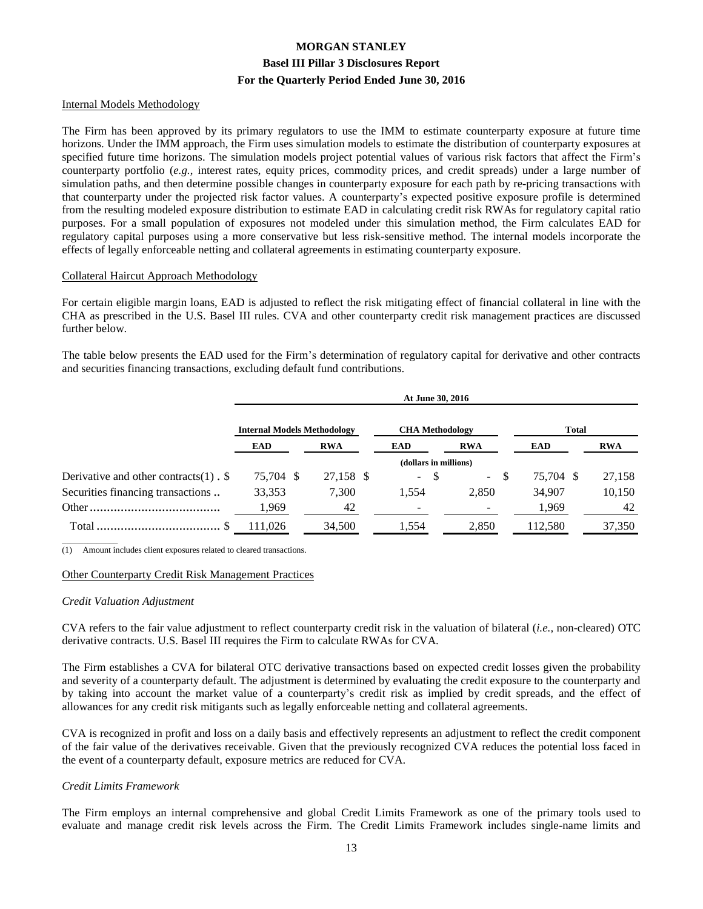Internal Models Methodology

The Firm has been approved by its primary regulators to use the IMM to estimate counterparty exposure at future time horizons. Under the IMM approach, the Firm uses simulation models to estimate the distribution of counterparty exposures at specified future time horizons. The simulation models project potential values of various risk factors that affect the Firm's counterparty portfolio (*e.g.,* interest rates, equity prices, commodity prices, and credit spreads) under a large number of simulation paths, and then determine possible changes in counterparty exposure for each path by re-pricing transactions with that counterparty under the projected risk factor values. A counterparty's expected positive exposure profile is determined from the resulting modeled exposure distribution to estimate EAD in calculating credit risk RWAs for regulatory capital ratio purposes. For a small population of exposures not modeled under this simulation method, the Firm calculates EAD for regulatory capital purposes using a more conservative but less risk-sensitive method. The internal models incorporate the effects of legally enforceable netting and collateral agreements in estimating counterparty exposure.

Collateral Haircut Approach Methodology

For certain eligible margin loans, EAD is adjusted to reflect the risk mitigating effect of financial collateral in line with the CHA as prescribed in the U.S. Basel III rules. CVA and other counterparty credit risk management practices are discussed further below.

The table below presents the EAD used for the Firm's determination of regulatory capital for derivative and other contracts and securities financing transactions, excluding default fund contributions.

| | At June 30, 2016 | | | | | |
|---|---|---|---|---|---|---|
| | Internal Models Methodology | | CHA Methodology | | Total | |
| | EAD | RWA | EAD | RWA | EAD | RWA |
| | (dollars in millions) | | | | | |
| Derivative and other contracts(1) | $ 75,704 | $ 27,158 | $ - | $ - | $ 75,704 | $ 27,158 |
| Securities financing transactions | 33,353 | 7,300 | 1,554 | 2,850 | 34,907 | 10,150 |
| Other | 1,969 | 42 | - | - | 1,969 | 42 |
| Total | $ 111,026 | 34,500 | 1,554 | 2,850 | 112,580 | 37,350 |

(1) Amount includes client exposures related to cleared transactions.

Other Counterparty Credit Risk Management Practices

*Credit Valuation Adjustment*

CVA refers to the fair value adjustment to reflect counterparty credit risk in the valuation of bilateral (*i.e.,* non-cleared) OTC derivative contracts. U.S. Basel III requires the Firm to calculate RWAs for CVA.

The Firm establishes a CVA for bilateral OTC derivative transactions based on expected credit losses given the probability and severity of a counterparty default. The adjustment is determined by evaluating the credit exposure to the counterparty and by taking into account the market value of a counterparty's credit risk as implied by credit spreads, and the effect of allowances for any credit risk mitigants such as legally enforceable netting and collateral agreements.

CVA is recognized in profit and loss on a daily basis and effectively represents an adjustment to reflect the credit component of the fair value of the derivatives receivable. Given that the previously recognized CVA reduces the potential loss faced in the event of a counterparty default, exposure metrics are reduced for CVA.

*Credit Limits Framework*

The Firm employs an internal comprehensive and global Credit Limits Framework as one of the primary tools used to evaluate and manage credit risk levels across the Firm. The Credit Limits Framework includes single-name limits and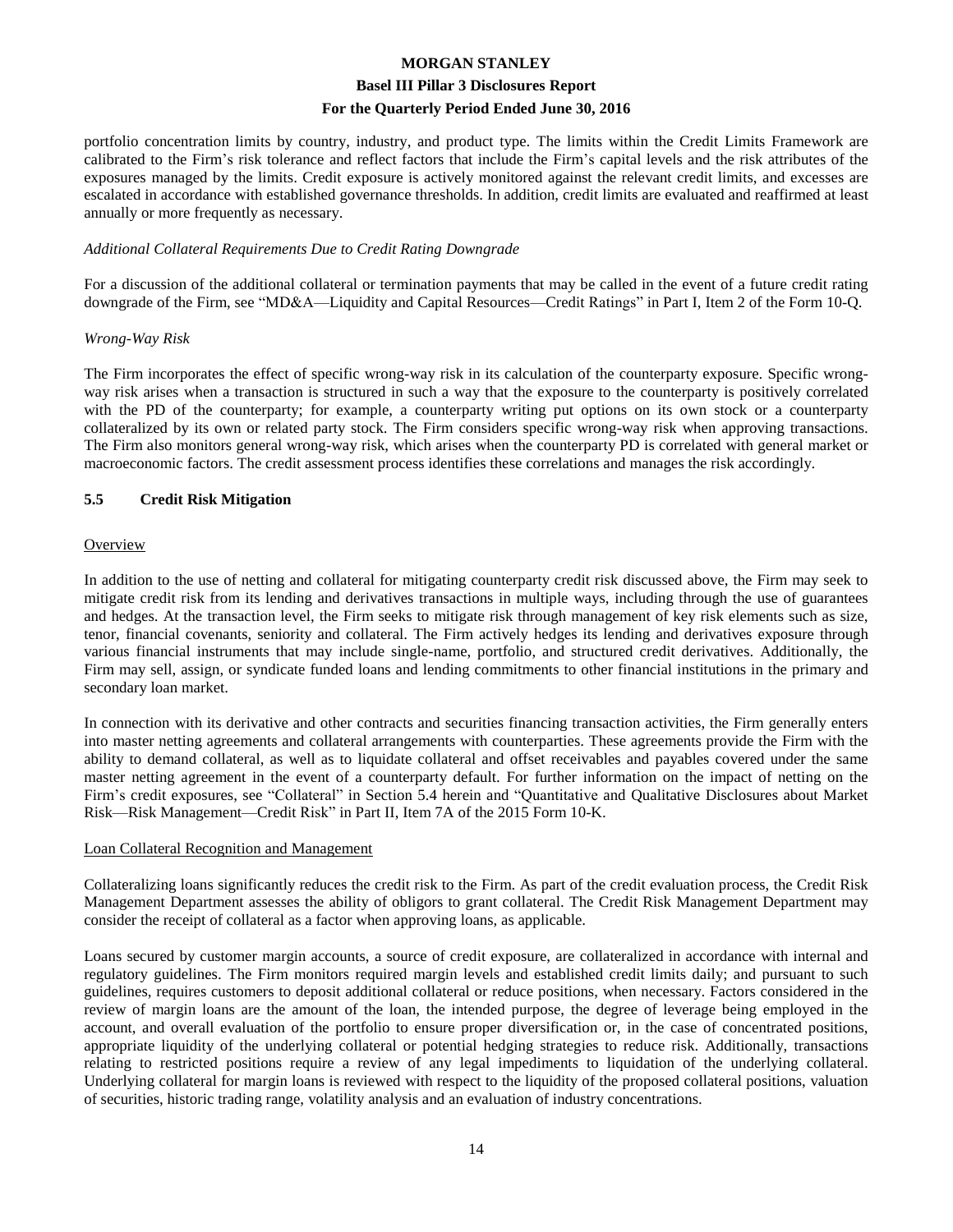portfolio concentration limits by country, industry, and product type. The limits within the Credit Limits Framework are calibrated to the Firm's risk tolerance and reflect factors that include the Firm's capital levels and the risk attributes of the exposures managed by the limits. Credit exposure is actively monitored against the relevant credit limits, and excesses are escalated in accordance with established governance thresholds. In addition, credit limits are evaluated and reaffirmed at least annually or more frequently as necessary.

*Additional Collateral Requirements Due to Credit Rating Downgrade*

For a discussion of the additional collateral or termination payments that may be called in the event of a future credit rating downgrade of the Firm, see "MD&A—Liquidity and Capital Resources—Credit Ratings" in Part I, Item 2 of the Form 10-Q.

*Wrong-Way Risk*

The Firm incorporates the effect of specific wrong-way risk in its calculation of the counterparty exposure. Specific wrong-way risk arises when a transaction is structured in such a way that the exposure to the counterparty is positively correlated with the PD of the counterparty; for example, a counterparty writing put options on its own stock or a counterparty collateralized by its own or related party stock. The Firm considers specific wrong-way risk when approving transactions. The Firm also monitors general wrong-way risk, which arises when the counterparty PD is correlated with general market or macroeconomic factors. The credit assessment process identifies these correlations and manages the risk accordingly.

### 5.5 Credit Risk Mitigation

Overview

In addition to the use of netting and collateral for mitigating counterparty credit risk discussed above, the Firm may seek to mitigate credit risk from its lending and derivatives transactions in multiple ways, including through the use of guarantees and hedges. At the transaction level, the Firm seeks to mitigate risk through management of key risk elements such as size, tenor, financial covenants, seniority and collateral. The Firm actively hedges its lending and derivatives exposure through various financial instruments that may include single-name, portfolio, and structured credit derivatives. Additionally, the Firm may sell, assign, or syndicate funded loans and lending commitments to other financial institutions in the primary and secondary loan market.

In connection with its derivative and other contracts and securities financing transaction activities, the Firm generally enters into master netting agreements and collateral arrangements with counterparties. These agreements provide the Firm with the ability to demand collateral, as well as to liquidate collateral and offset receivables and payables covered under the same master netting agreement in the event of a counterparty default. For further information on the impact of netting on the Firm's credit exposures, see "Collateral" in Section 5.4 herein and "Quantitative and Qualitative Disclosures about Market Risk—Risk Management—Credit Risk" in Part II, Item 7A of the 2015 Form 10-K.

Loan Collateral Recognition and Management

Collateralizing loans significantly reduces the credit risk to the Firm. As part of the credit evaluation process, the Credit Risk Management Department assesses the ability of obligors to grant collateral. The Credit Risk Management Department may consider the receipt of collateral as a factor when approving loans, as applicable.

Loans secured by customer margin accounts, a source of credit exposure, are collateralized in accordance with internal and regulatory guidelines. The Firm monitors required margin levels and established credit limits daily; and pursuant to such guidelines, requires customers to deposit additional collateral or reduce positions, when necessary. Factors considered in the review of margin loans are the amount of the loan, the intended purpose, the degree of leverage being employed in the account, and overall evaluation of the portfolio to ensure proper diversification or, in the case of concentrated positions, appropriate liquidity of the underlying collateral or potential hedging strategies to reduce risk. Additionally, transactions relating to restricted positions require a review of any legal impediments to liquidation of the underlying collateral. Underlying collateral for margin loans is reviewed with respect to the liquidity of the proposed collateral positions, valuation of securities, historic trading range, volatility analysis and an evaluation of industry concentrations.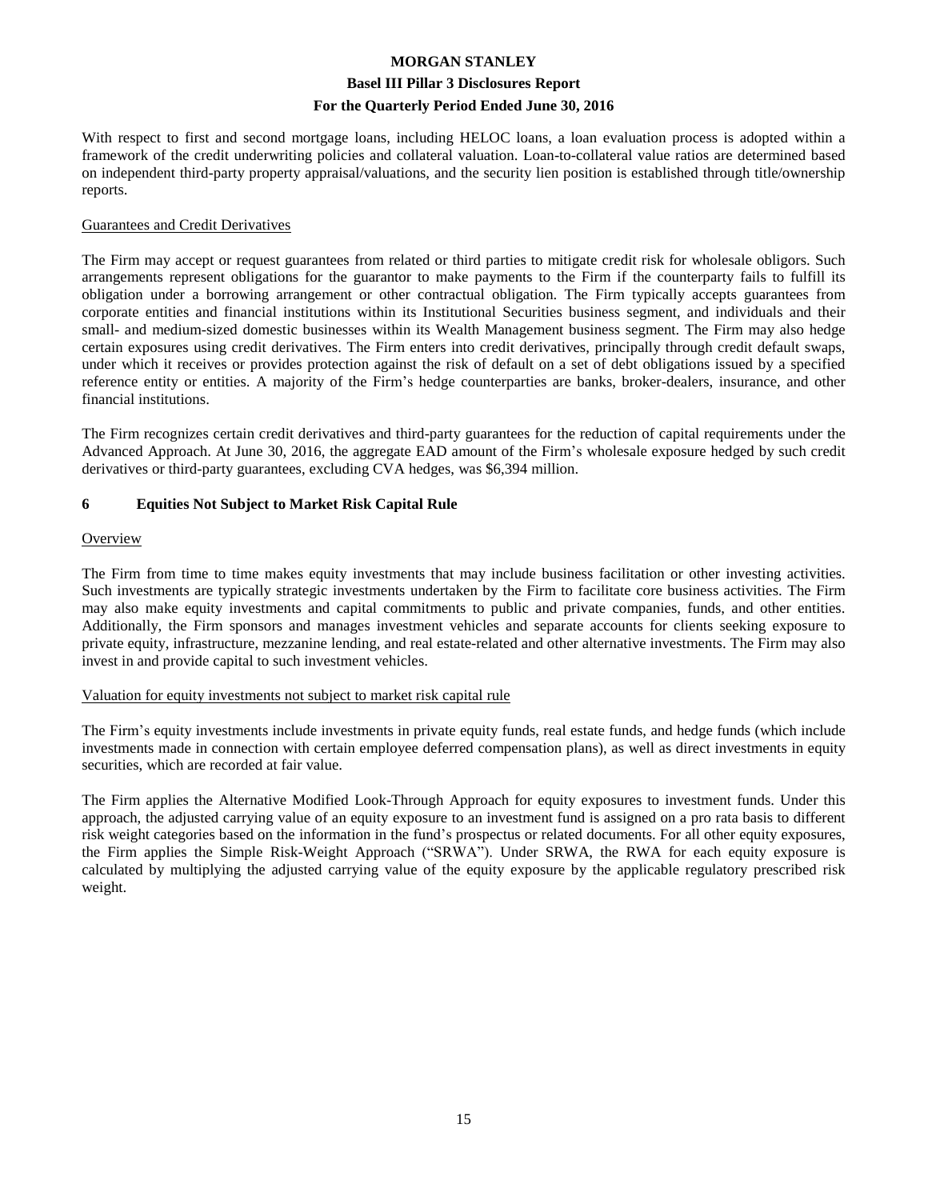With respect to first and second mortgage loans, including HELOC loans, a loan evaluation process is adopted within a framework of the credit underwriting policies and collateral valuation. Loan-to-collateral value ratios are determined based on independent third-party property appraisal/valuations, and the security lien position is established through title/ownership reports.

Guarantees and Credit Derivatives

The Firm may accept or request guarantees from related or third parties to mitigate credit risk for wholesale obligors. Such arrangements represent obligations for the guarantor to make payments to the Firm if the counterparty fails to fulfill its obligation under a borrowing arrangement or other contractual obligation. The Firm typically accepts guarantees from corporate entities and financial institutions within its Institutional Securities business segment, and individuals and their small- and medium-sized domestic businesses within its Wealth Management business segment. The Firm may also hedge certain exposures using credit derivatives. The Firm enters into credit derivatives, principally through credit default swaps, under which it receives or provides protection against the risk of default on a set of debt obligations issued by a specified reference entity or entities. A majority of the Firm's hedge counterparties are banks, broker-dealers, insurance, and other financial institutions.

The Firm recognizes certain credit derivatives and third-party guarantees for the reduction of capital requirements under the Advanced Approach. At June 30, 2016, the aggregate EAD amount of the Firm's wholesale exposure hedged by such credit derivatives or third-party guarantees, excluding CVA hedges, was $6,394 million.

## 6 Equities Not Subject to Market Risk Capital Rule

Overview

The Firm from time to time makes equity investments that may include business facilitation or other investing activities. Such investments are typically strategic investments undertaken by the Firm to facilitate core business activities. The Firm may also make equity investments and capital commitments to public and private companies, funds, and other entities. Additionally, the Firm sponsors and manages investment vehicles and separate accounts for clients seeking exposure to private equity, infrastructure, mezzanine lending, and real estate-related and other alternative investments. The Firm may also invest in and provide capital to such investment vehicles.

Valuation for equity investments not subject to market risk capital rule

The Firm's equity investments include investments in private equity funds, real estate funds, and hedge funds (which include investments made in connection with certain employee deferred compensation plans), as well as direct investments in equity securities, which are recorded at fair value.

The Firm applies the Alternative Modified Look-Through Approach for equity exposures to investment funds. Under this approach, the adjusted carrying value of an equity exposure to an investment fund is assigned on a pro rata basis to different risk weight categories based on the information in the fund's prospectus or related documents. For all other equity exposures, the Firm applies the Simple Risk-Weight Approach ("SRWA"). Under SRWA, the RWA for each equity exposure is calculated by multiplying the adjusted carrying value of the equity exposure by the applicable regulatory prescribed risk weight.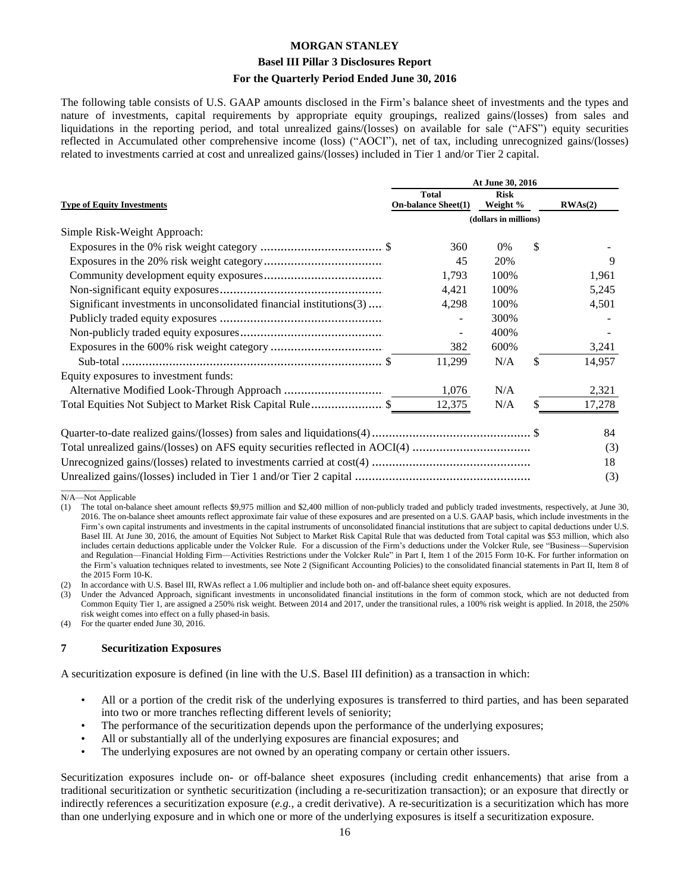The following table consists of U.S. GAAP amounts disclosed in the Firm's balance sheet of investments and the types and nature of investments, capital requirements by appropriate equity groupings, realized gains/(losses) from sales and liquidations in the reporting period, and total unrealized gains/(losses) on available for sale ("AFS") equity securities reflected in Accumulated other comprehensive income (loss) ("AOCI"), net of tax, including unrecognized gains/(losses) related to investments carried at cost and unrealized gains/(losses) included in Tier 1 and/or Tier 2 capital.

| Type of Equity Investments | At June 30, 2016 | | |
|---|---|---|---|
| | Total On-balance Sheet(1) | Risk Weight % | RWAs(2) |
| | (dollars in millions) | | |
| Simple Risk-Weight Approach: | | | |
| Exposures in the 0% risk weight category | $ 360 | 0% | $ - |
| Exposures in the 20% risk weight category | 45 | 20% | 9 |
| Community development equity exposures | 1,793 | 100% | 1,961 |
| Non-significant equity exposures | 4,421 | 100% | 5,245 |
| Significant investments in unconsolidated financial institutions(3) | 4,298 | 100% | 4,501 |
| Publicly traded equity exposures | - | 300% | - |
| Non-publicly traded equity exposures | - | 400% | - |
| Exposures in the 600% risk weight category | 382 | 600% | 3,241 |
| Sub-total | $ 11,299 | N/A | $ 14,957 |
| Equity exposures to investment funds: | | | |
| Alternative Modified Look-Through Approach | 1,076 | N/A | 2,321 |
| Total Equities Not Subject to Market Risk Capital Rule | $ 12,375 | N/A | $ 17,278 |

| | |
|---|---|
| Quarter-to-date realized gains/(losses) from sales and liquidations(4) | $ 84 |
| Total unrealized gains/(losses) on AFS equity securities reflected in AOCI(4) | (3) |
| Unrecognized gains/(losses) related to investments carried at cost(4) | 18 |
| Unrealized gains/(losses) included in Tier 1 and/or Tier 2 capital | (3) |

N/A—Not Applicable

(1) The total on-balance sheet amount reflects $9,975 million and $2,400 million of non-publicly traded and publicly traded investments, respectively, at June 30, 2016. The on-balance sheet amounts reflect approximate fair value of these exposures and are presented on a U.S. GAAP basis, which include investments in the Firm's own capital instruments and investments in the capital instruments of unconsolidated financial institutions that are subject to capital deductions under U.S. Basel III. At June 30, 2016, the amount of Equities Not Subject to Market Risk Capital Rule that was deducted from Total capital was $53 million, which also includes certain deductions applicable under the Volcker Rule. For a discussion of the Firm's deductions under the Volcker Rule, see "Business—Supervision and Regulation—Financial Holding Firm—Activities Restrictions under the Volcker Rule" in Part I, Item 1 of the 2015 Form 10-K. For further information on the Firm's valuation techniques related to investments, see Note 2 (Significant Accounting Policies) to the consolidated financial statements in Part II, Item 8 of the 2015 Form 10-K.

(2) In accordance with U.S. Basel III, RWAs reflect a 1.06 multiplier and include both on- and off-balance sheet equity exposures.

(3) Under the Advanced Approach, significant investments in unconsolidated financial institutions in the form of common stock, which are not deducted from Common Equity Tier 1, are assigned a 250% risk weight. Between 2014 and 2017, under the transitional rules, a 100% risk weight is applied. In 2018, the 250% risk weight comes into effect on a fully phased-in basis.

(4) For the quarter ended June 30, 2016.

## 7 Securitization Exposures

A securitization exposure is defined (in line with the U.S. Basel III definition) as a transaction in which:

- All or a portion of the credit risk of the underlying exposures is transferred to third parties, and has been separated into two or more tranches reflecting different levels of seniority;
- The performance of the securitization depends upon the performance of the underlying exposures;
- All or substantially all of the underlying exposures are financial exposures; and
- The underlying exposures are not owned by an operating company or certain other issuers.

Securitization exposures include on- or off-balance sheet exposures (including credit enhancements) that arise from a traditional securitization or synthetic securitization (including a re-securitization transaction); or an exposure that directly or indirectly references a securitization exposure (*e.g.*, a credit derivative). A re-securitization is a securitization which has more than one underlying exposure and in which one or more of the underlying exposures is itself a securitization exposure.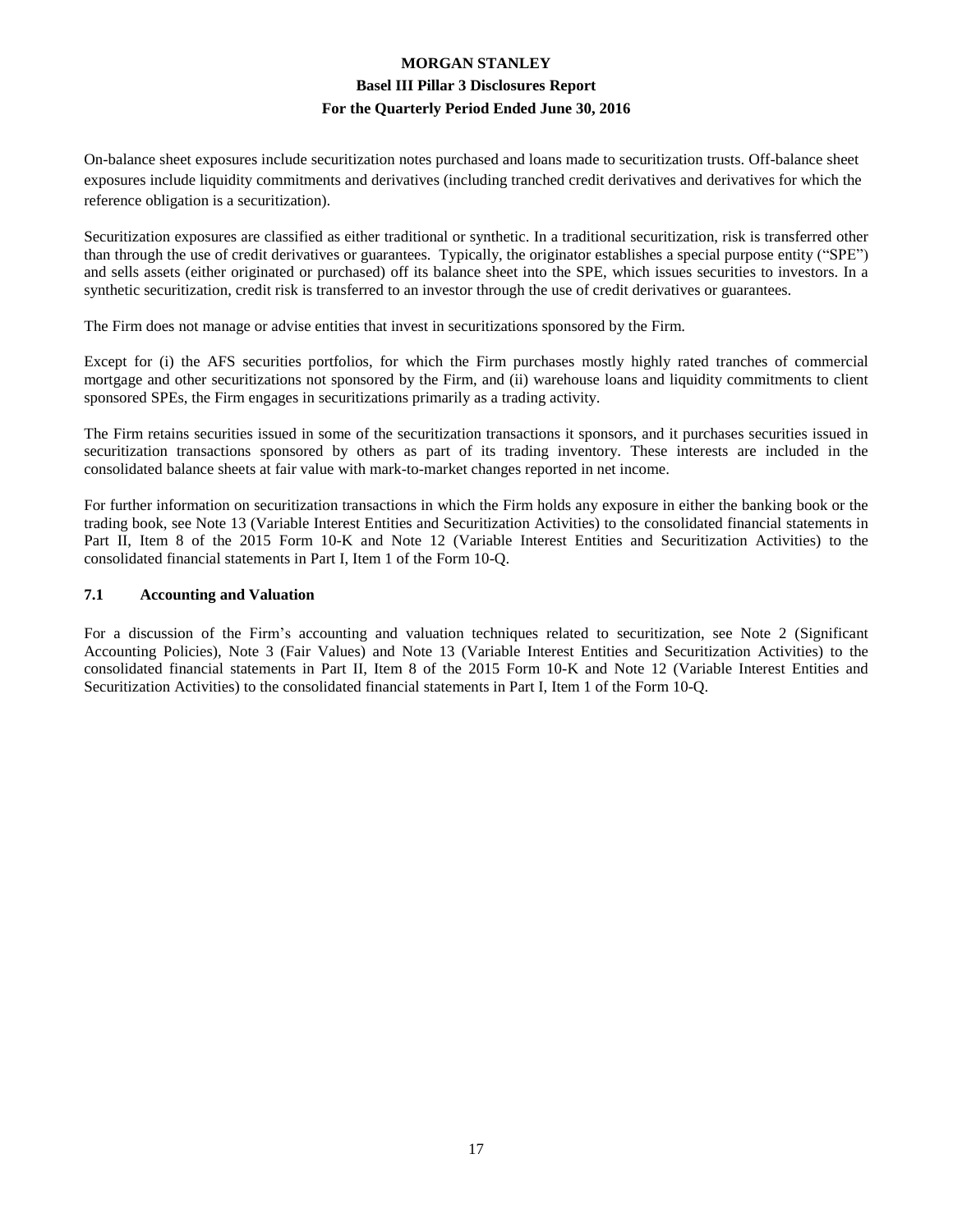On-balance sheet exposures include securitization notes purchased and loans made to securitization trusts. Off-balance sheet exposures include liquidity commitments and derivatives (including tranched credit derivatives and derivatives for which the reference obligation is a securitization).

Securitization exposures are classified as either traditional or synthetic. In a traditional securitization, risk is transferred other than through the use of credit derivatives or guarantees. Typically, the originator establishes a special purpose entity ("SPE") and sells assets (either originated or purchased) off its balance sheet into the SPE, which issues securities to investors. In a synthetic securitization, credit risk is transferred to an investor through the use of credit derivatives or guarantees.

The Firm does not manage or advise entities that invest in securitizations sponsored by the Firm.

Except for (i) the AFS securities portfolios, for which the Firm purchases mostly highly rated tranches of commercial mortgage and other securitizations not sponsored by the Firm, and (ii) warehouse loans and liquidity commitments to client sponsored SPEs, the Firm engages in securitizations primarily as a trading activity.

The Firm retains securities issued in some of the securitization transactions it sponsors, and it purchases securities issued in securitization transactions sponsored by others as part of its trading inventory. These interests are included in the consolidated balance sheets at fair value with mark-to-market changes reported in net income.

For further information on securitization transactions in which the Firm holds any exposure in either the banking book or the trading book, see Note 13 (Variable Interest Entities and Securitization Activities) to the consolidated financial statements in Part II, Item 8 of the 2015 Form 10-K and Note 12 (Variable Interest Entities and Securitization Activities) to the consolidated financial statements in Part I, Item 1 of the Form 10-Q.

### 7.1 Accounting and Valuation

For a discussion of the Firm's accounting and valuation techniques related to securitization, see Note 2 (Significant Accounting Policies), Note 3 (Fair Values) and Note 13 (Variable Interest Entities and Securitization Activities) to the consolidated financial statements in Part II, Item 8 of the 2015 Form 10-K and Note 12 (Variable Interest Entities and Securitization Activities) to the consolidated financial statements in Part I, Item 1 of the Form 10-Q.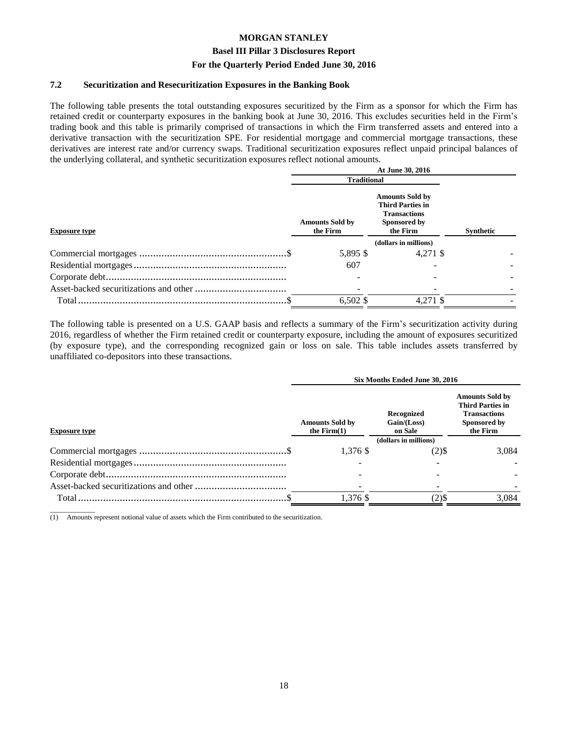### 7.2 Securitization and Resecuritization Exposures in the Banking Book

The following table presents the total outstanding exposures securitized by the Firm as a sponsor for which the Firm has retained credit or counterparty exposures in the banking book at June 30, 2016. This excludes securities held in the Firm's trading book and this table is primarily comprised of transactions in which the Firm transferred assets and entered into a derivative transaction with the securitization SPE. For residential mortgage and commercial mortgage transactions, these derivatives are interest rate and/or currency swaps. Traditional securitization exposures reflect unpaid principal balances of the underlying collateral, and synthetic securitization exposures reflect notional amounts.

| | At June 30, 2016 | | |
|---|---|---|---|
| | Traditional | | |
| Exposure type | Amounts Sold by the Firm | Amounts Sold by Third Parties in Transactions Sponsored by the Firm | Synthetic |
| | (dollars in millions) | | |
| Commercial mortgages | $ 5,895 | $ 4,271 | $ - |
| Residential mortgages | 607 | - | - |
| Corporate debt | - | - | - |
| Asset-backed securitizations and other | - | - | - |
| Total | $ 6,502 | $ 4,271 | $ - |

The following table is presented on a U.S. GAAP basis and reflects a summary of the Firm's securitization activity during 2016, regardless of whether the Firm retained credit or counterparty exposure, including the amount of exposures securitized (by exposure type), and the corresponding recognized gain or loss on sale. This table includes assets transferred by unaffiliated co-depositors into these transactions.

| | Six Months Ended June 30, 2016 | | |
|---|---|---|---|
| Exposure type | Amounts Sold by the Firm(1) | Recognized Gain/(Loss) on Sale | Amounts Sold by Third Parties in Transactions Sponsored by the Firm |
| | (dollars in millions) | | |
| Commercial mortgages | $ 1,376 | $ (2) | $ 3,084 |
| Residential mortgages | - | - | - |
| Corporate debt | - | - | - |
| Asset-backed securitizations and other | - | - | - |
| Total | $ 1,376 | $ (2) | $ 3,084 |

(1) Amounts represent notional value of assets which the Firm contributed to the securitization.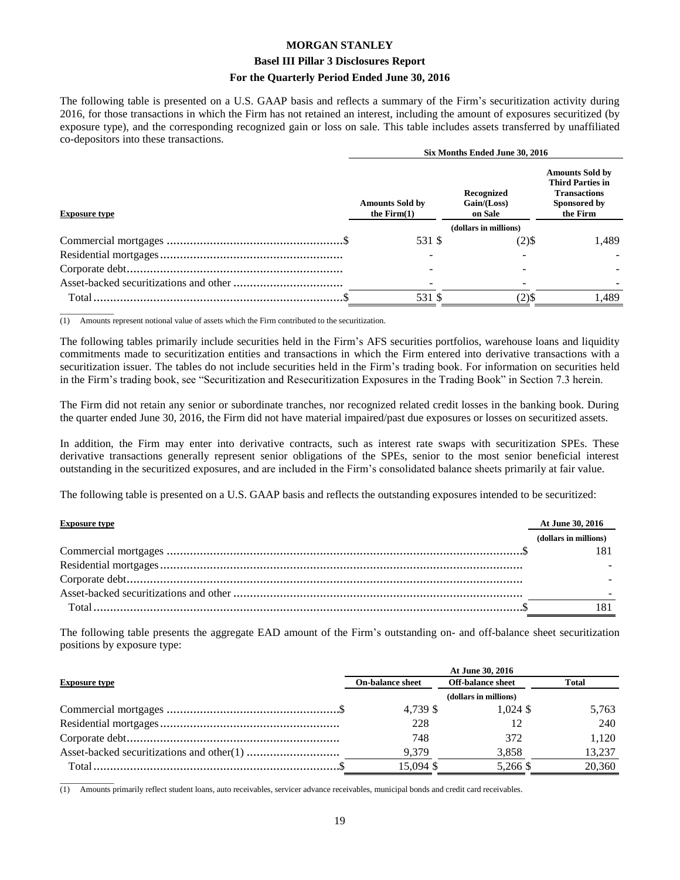The following table is presented on a U.S. GAAP basis and reflects a summary of the Firm's securitization activity during 2016, for those transactions in which the Firm has not retained an interest, including the amount of exposures securitized (by exposure type), and the corresponding recognized gain or loss on sale. This table includes assets transferred by unaffiliated co-depositors into these transactions.

| | Six Months Ended June 30, 2016 | | |
|---|---|---|---|
| **Exposure type** | **Amounts Sold by the Firm(1)** | **Recognized Gain/(Loss) on Sale** | **Amounts Sold by Third Parties in Transactions Sponsored by the Firm** |
| | | (dollars in millions) | |
| Commercial mortgages | $ 531 | $ (2) | $ 1,489 |
| Residential mortgages | - | - | - |
| Corporate debt | - | - | - |
| Asset-backed securitizations and other | - | - | - |
| Total | $ 531 | $ (2) | $ 1,489 |

(1) Amounts represent notional value of assets which the Firm contributed to the securitization.

The following tables primarily include securities held in the Firm's AFS securities portfolios, warehouse loans and liquidity commitments made to securitization entities and transactions in which the Firm entered into derivative transactions with a securitization issuer. The tables do not include securities held in the Firm's trading book. For information on securities held in the Firm's trading book, see "Securitization and Resecuritization Exposures in the Trading Book" in Section 7.3 herein.

The Firm did not retain any senior or subordinate tranches, nor recognized related credit losses in the banking book. During the quarter ended June 30, 2016, the Firm did not have material impaired/past due exposures or losses on securitized assets.

In addition, the Firm may enter into derivative contracts, such as interest rate swaps with securitization SPEs. These derivative transactions generally represent senior obligations of the SPEs, senior to the most senior beneficial interest outstanding in the securitized exposures, and are included in the Firm's consolidated balance sheets primarily at fair value.

The following table is presented on a U.S. GAAP basis and reflects the outstanding exposures intended to be securitized:

| **Exposure type** | **At June 30, 2016** |
|---|---|
| | (dollars in millions) |
| Commercial mortgages | $ 181 |
| Residential mortgages | - |
| Corporate debt | - |
| Asset-backed securitizations and other | - |
| Total | $ 181 |

The following table presents the aggregate EAD amount of the Firm's outstanding on- and off-balance sheet securitization positions by exposure type:

| | At June 30, 2016 | | |
|---|---|---|---|
| **Exposure type** | **On-balance sheet** | **Off-balance sheet** | **Total** |
| | | (dollars in millions) | |
| Commercial mortgages | $ 4,739 | $ 1,024 | $ 5,763 |
| Residential mortgages | 228 | 12 | 240 |
| Corporate debt | 748 | 372 | 1,120 |
| Asset-backed securitizations and other(1) | 9,379 | 3,858 | 13,237 |
| Total | $ 15,094 | $ 5,266 | $ 20,360 |

(1) Amounts primarily reflect student loans, auto receivables, servicer advance receivables, municipal bonds and credit card receivables.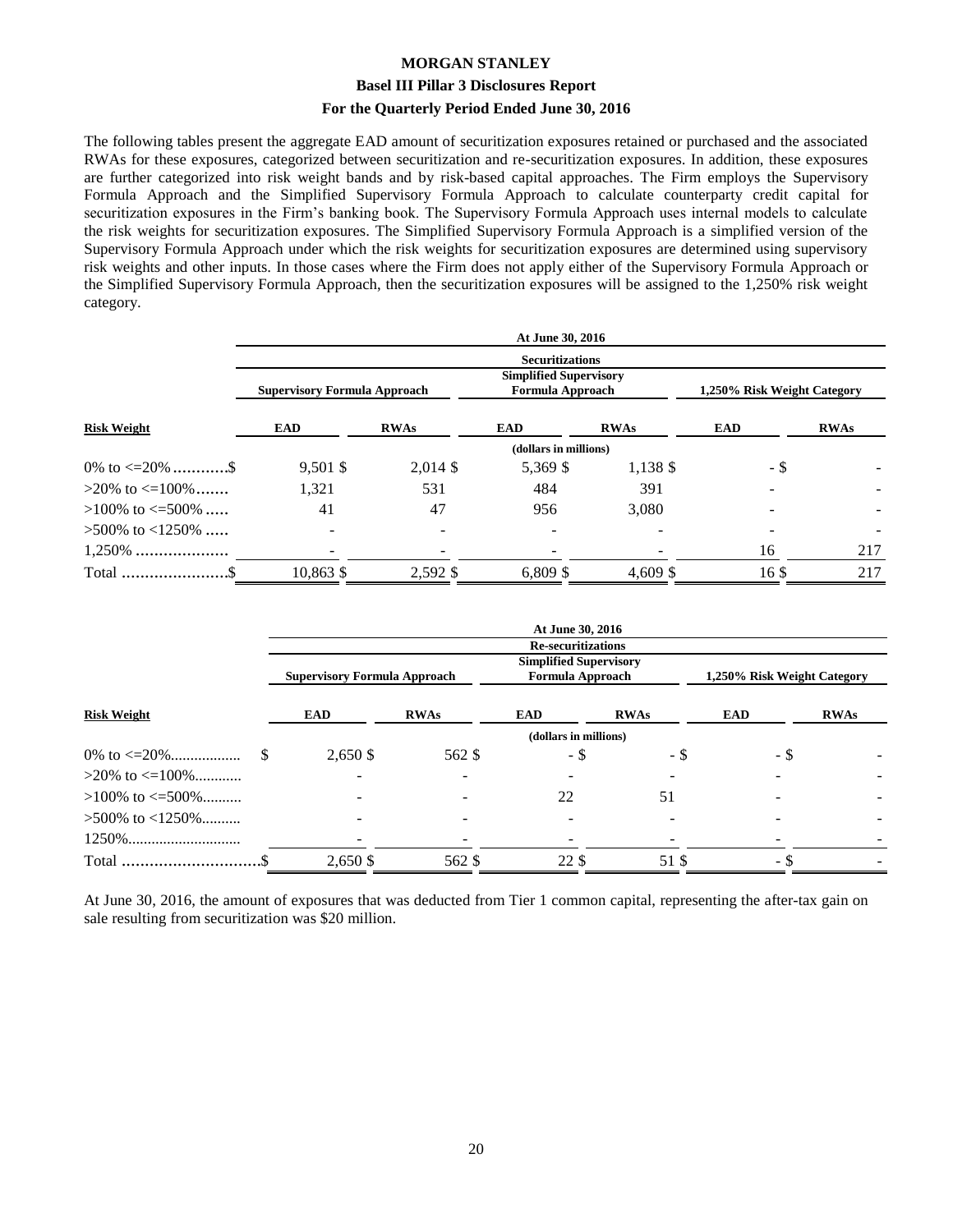**MORGAN STANLEY**

**Basel III Pillar 3 Disclosures Report**

**For the Quarterly Period Ended June 30, 2016**

The following tables present the aggregate EAD amount of securitization exposures retained or purchased and the associated RWAs for these exposures, categorized between securitization and re-securitization exposures. In addition, these exposures are further categorized into risk weight bands and by risk-based capital approaches. The Firm employs the Supervisory Formula Approach and the Simplified Supervisory Formula Approach to calculate counterparty credit capital for securitization exposures in the Firm's banking book. The Supervisory Formula Approach uses internal models to calculate the risk weights for securitization exposures. The Simplified Supervisory Formula Approach is a simplified version of the Supervisory Formula Approach under which the risk weights for securitization exposures are determined using supervisory risk weights and other inputs. In those cases where the Firm does not apply either of the Supervisory Formula Approach or the Simplified Supervisory Formula Approach, then the securitization exposures will be assigned to the 1,250% risk weight category.

| | At June 30, 2016 | | | | | |
|---|---|---|---|---|---|---|
| | Securitizations | | | | | |
| | Supervisory Formula Approach | | Simplified Supervisory Formula Approach | | 1,250% Risk Weight Category | |
| **Risk Weight** | **EAD** | **RWAs** | **EAD** | **RWAs** | **EAD** | **RWAs** |
| | (dollars in millions) | | | | | |
| 0% to <=20% | $ 9,501 | $ 2,014 | $ 5,369 | $ 1,138 | $ - | $ - |
| >20% to <=100% | 1,321 | 531 | 484 | 391 | - | - |
| >100% to <=500% | 41 | 47 | 956 | 3,080 | - | - |
| >500% to <1250% | - | - | - | - | - | - |
| 1,250% | - | - | - | - | 16 | 217 |
| Total | $ 10,863 | $ 2,592 | $ 6,809 | $ 4,609 | $ 16 | $ 217 |

| | At June 30, 2016 | | | | | |
|---|---|---|---|---|---|---|
| | Re-securitizations | | | | | |
| | Supervisory Formula Approach | | Simplified Supervisory Formula Approach | | 1,250% Risk Weight Category | |
| **Risk Weight** | **EAD** | **RWAs** | **EAD** | **RWAs** | **EAD** | **RWAs** |
| | (dollars in millions) | | | | | |
| 0% to <=20% | $ 2,650 | $ 562 | $ - | $ - | $ - | $ - |
| >20% to <=100% | - | - | - | - | - | - |
| >100% to <=500% | - | - | 22 | 51 | - | - |
| >500% to <1250% | - | - | - | - | - | - |
| 1250% | - | - | - | - | - | - |
| Total | $ 2,650 | $ 562 | $ 22 | $ 51 | $ - | $ - |

At June 30, 2016, the amount of exposures that was deducted from Tier 1 common capital, representing the after-tax gain on sale resulting from securitization was $20 million.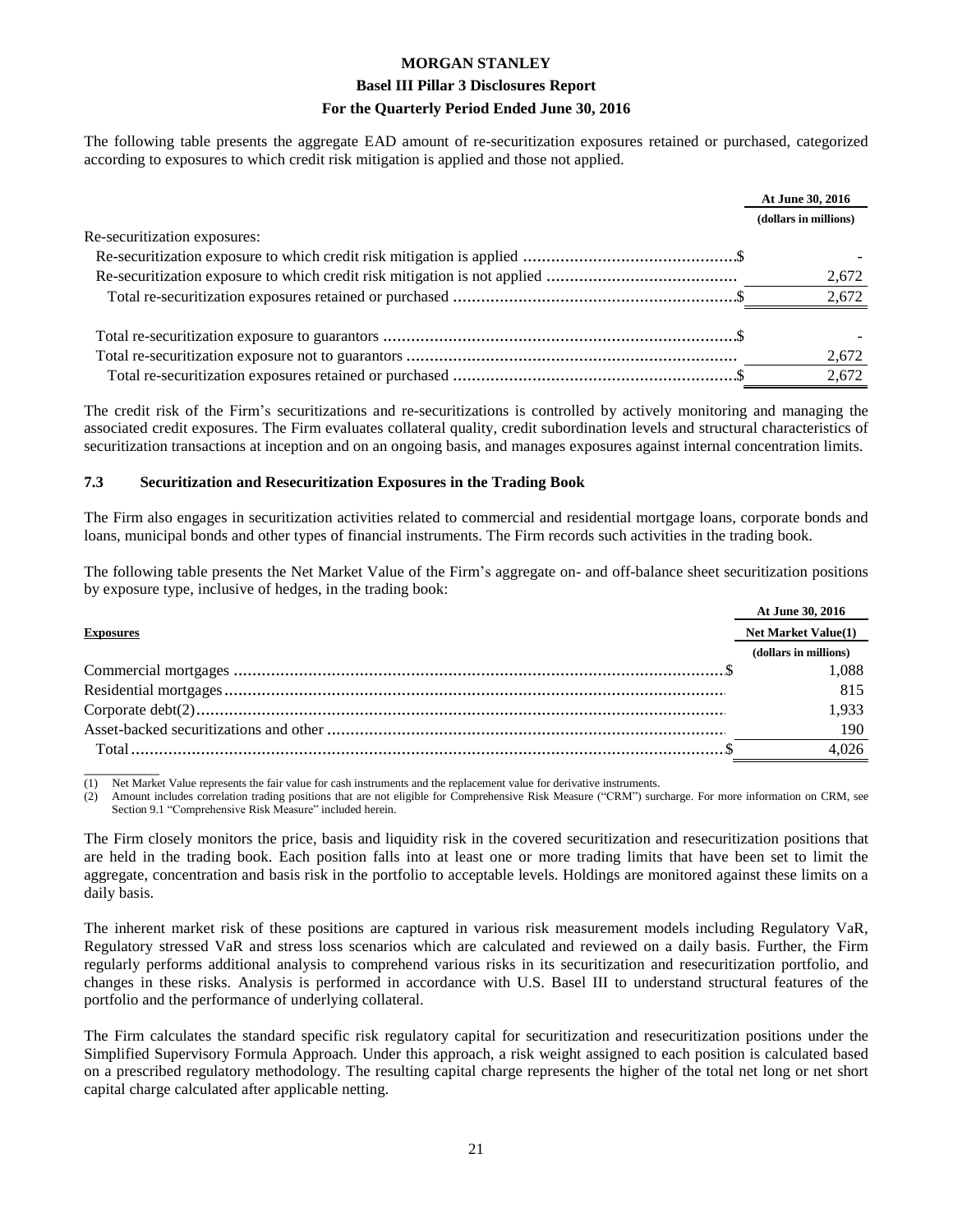The following table presents the aggregate EAD amount of re-securitization exposures retained or purchased, categorized according to exposures to which credit risk mitigation is applied and those not applied.

| | At June 30, 2016 |
|---|---|
| | (dollars in millions) |
| Re-securitization exposures: | |
| Re-securitization exposure to which credit risk mitigation is applied | $ - |
| Re-securitization exposure to which credit risk mitigation is not applied | 2,672 |
| Total re-securitization exposures retained or purchased | $ 2,672 |
| Total re-securitization exposure to guarantors | $ - |
| Total re-securitization exposure not to guarantors | 2,672 |
| Total re-securitization exposures retained or purchased | $ 2,672 |

The credit risk of the Firm's securitizations and re-securitizations is controlled by actively monitoring and managing the associated credit exposures. The Firm evaluates collateral quality, credit subordination levels and structural characteristics of securitization transactions at inception and on an ongoing basis, and manages exposures against internal concentration limits.

### 7.3 Securitization and Resecuritization Exposures in the Trading Book

The Firm also engages in securitization activities related to commercial and residential mortgage loans, corporate bonds and loans, municipal bonds and other types of financial instruments. The Firm records such activities in the trading book.

The following table presents the Net Market Value of the Firm's aggregate on- and off-balance sheet securitization positions by exposure type, inclusive of hedges, in the trading book:

| | At June 30, 2016 |
|---|---|
| **Exposures** | **Net Market Value(1)** |
| | (dollars in millions) |
| Commercial mortgages | $ 1,088 |
| Residential mortgages | 815 |
| Corporate debt(2) | 1,933 |
| Asset-backed securitizations and other | 190 |
| Total | $ 4,026 |

(1) Net Market Value represents the fair value for cash instruments and the replacement value for derivative instruments.
(2) Amount includes correlation trading positions that are not eligible for Comprehensive Risk Measure ("CRM") surcharge. For more information on CRM, see Section 9.1 "Comprehensive Risk Measure" included herein.

The Firm closely monitors the price, basis and liquidity risk in the covered securitization and resecuritization positions that are held in the trading book. Each position falls into at least one or more trading limits that have been set to limit the aggregate, concentration and basis risk in the portfolio to acceptable levels. Holdings are monitored against these limits on a daily basis.

The inherent market risk of these positions are captured in various risk measurement models including Regulatory VaR, Regulatory stressed VaR and stress loss scenarios which are calculated and reviewed on a daily basis. Further, the Firm regularly performs additional analysis to comprehend various risks in its securitization and resecuritization portfolio, and changes in these risks. Analysis is performed in accordance with U.S. Basel III to understand structural features of the portfolio and the performance of underlying collateral.

The Firm calculates the standard specific risk regulatory capital for securitization and resecuritization positions under the Simplified Supervisory Formula Approach. Under this approach, a risk weight assigned to each position is calculated based on a prescribed regulatory methodology. The resulting capital charge represents the higher of the total net long or net short capital charge calculated after applicable netting.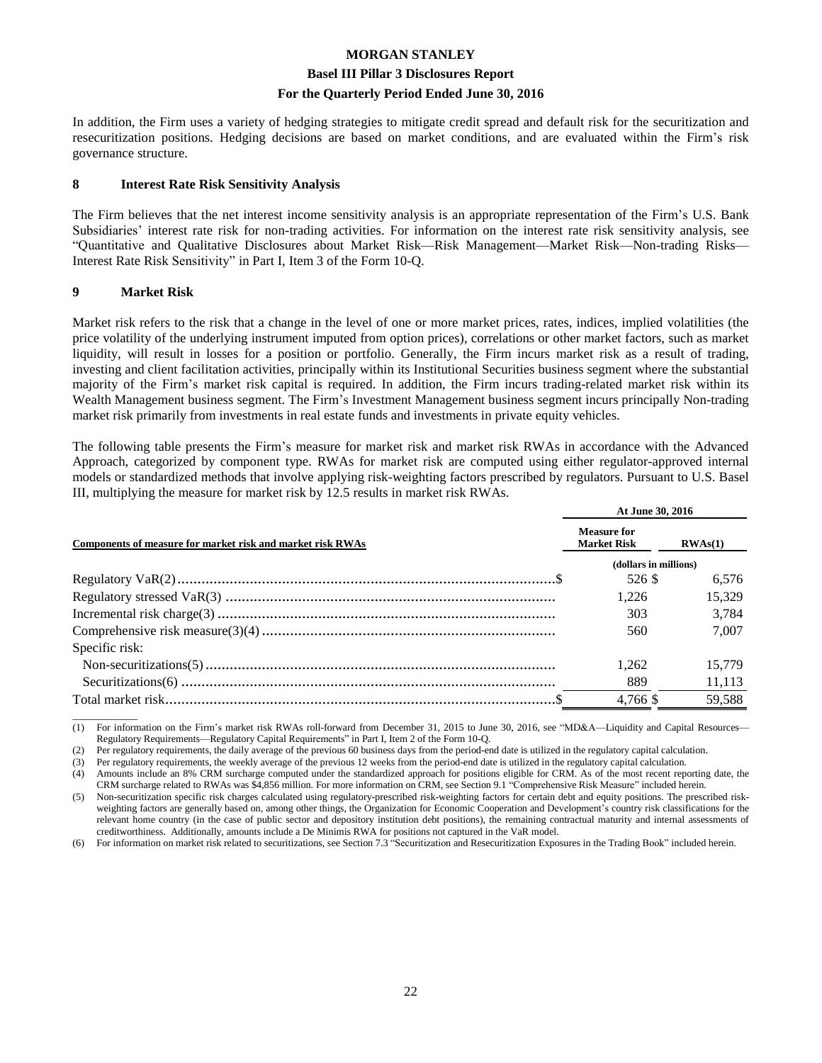In addition, the Firm uses a variety of hedging strategies to mitigate credit spread and default risk for the securitization and resecuritization positions. Hedging decisions are based on market conditions, and are evaluated within the Firm's risk governance structure.

## 8 Interest Rate Risk Sensitivity Analysis

The Firm believes that the net interest income sensitivity analysis is an appropriate representation of the Firm's U.S. Bank Subsidiaries' interest rate risk for non-trading activities. For information on the interest rate risk sensitivity analysis, see "Quantitative and Qualitative Disclosures about Market Risk—Risk Management—Market Risk—Non-trading Risks—Interest Rate Risk Sensitivity" in Part I, Item 3 of the Form 10-Q.

## 9 Market Risk

Market risk refers to the risk that a change in the level of one or more market prices, rates, indices, implied volatilities (the price volatility of the underlying instrument imputed from option prices), correlations or other market factors, such as market liquidity, will result in losses for a position or portfolio. Generally, the Firm incurs market risk as a result of trading, investing and client facilitation activities, principally within its Institutional Securities business segment where the substantial majority of the Firm's market risk capital is required. In addition, the Firm incurs trading-related market risk within its Wealth Management business segment. The Firm's Investment Management business segment incurs principally Non-trading market risk primarily from investments in real estate funds and investments in private equity vehicles.

The following table presents the Firm's measure for market risk and market risk RWAs in accordance with the Advanced Approach, categorized by component type. RWAs for market risk are computed using either regulator-approved internal models or standardized methods that involve applying risk-weighting factors prescribed by regulators. Pursuant to U.S. Basel III, multiplying the measure for market risk by 12.5 results in market risk RWAs.

| Components of measure for market risk and market risk RWAs | At June 30, 2016 | |
|---|---|---|
| | Measure for Market Risk | RWAs(1) |
| | (dollars in millions) | |
| Regulatory VaR(2) | $ 526 | $ 6,576 |
| Regulatory stressed VaR(3) | 1,226 | 15,329 |
| Incremental risk charge(3) | 303 | 3,784 |
| Comprehensive risk measure(3)(4) | 560 | 7,007 |
| Specific risk: | | |
| Non-securitizations(5) | 1,262 | 15,779 |
| Securitizations(6) | 889 | 11,113 |
| Total market risk | $ 4,766 | $ 59,588 |

(1) For information on the Firm's market risk RWAs roll-forward from December 31, 2015 to June 30, 2016, see "MD&A—Liquidity and Capital Resources—Regulatory Requirements—Regulatory Capital Requirements" in Part I, Item 2 of the Form 10-Q.

(2) Per regulatory requirements, the daily average of the previous 60 business days from the period-end date is utilized in the regulatory capital calculation.

(3) Per regulatory requirements, the weekly average of the previous 12 weeks from the period-end date is utilized in the regulatory capital calculation.

(4) Amounts include an 8% CRM surcharge computed under the standardized approach for positions eligible for CRM. As of the most recent reporting date, the CRM surcharge related to RWAs was $4,856 million. For more information on CRM, see Section 9.1 "Comprehensive Risk Measure" included herein.

(5) Non-securitization specific risk charges calculated using regulatory-prescribed risk-weighting factors for certain debt and equity positions. The prescribed risk-weighting factors are generally based on, among other things, the Organization for Economic Cooperation and Development's country risk classifications for the relevant home country (in the case of public sector and depository institution debt positions), the remaining contractual maturity and internal assessments of creditworthiness. Additionally, amounts include a De Minimis RWA for positions not captured in the VaR model.

(6) For information on market risk related to securitizations, see Section 7.3 "Securitization and Resecuritization Exposures in the Trading Book" included herein.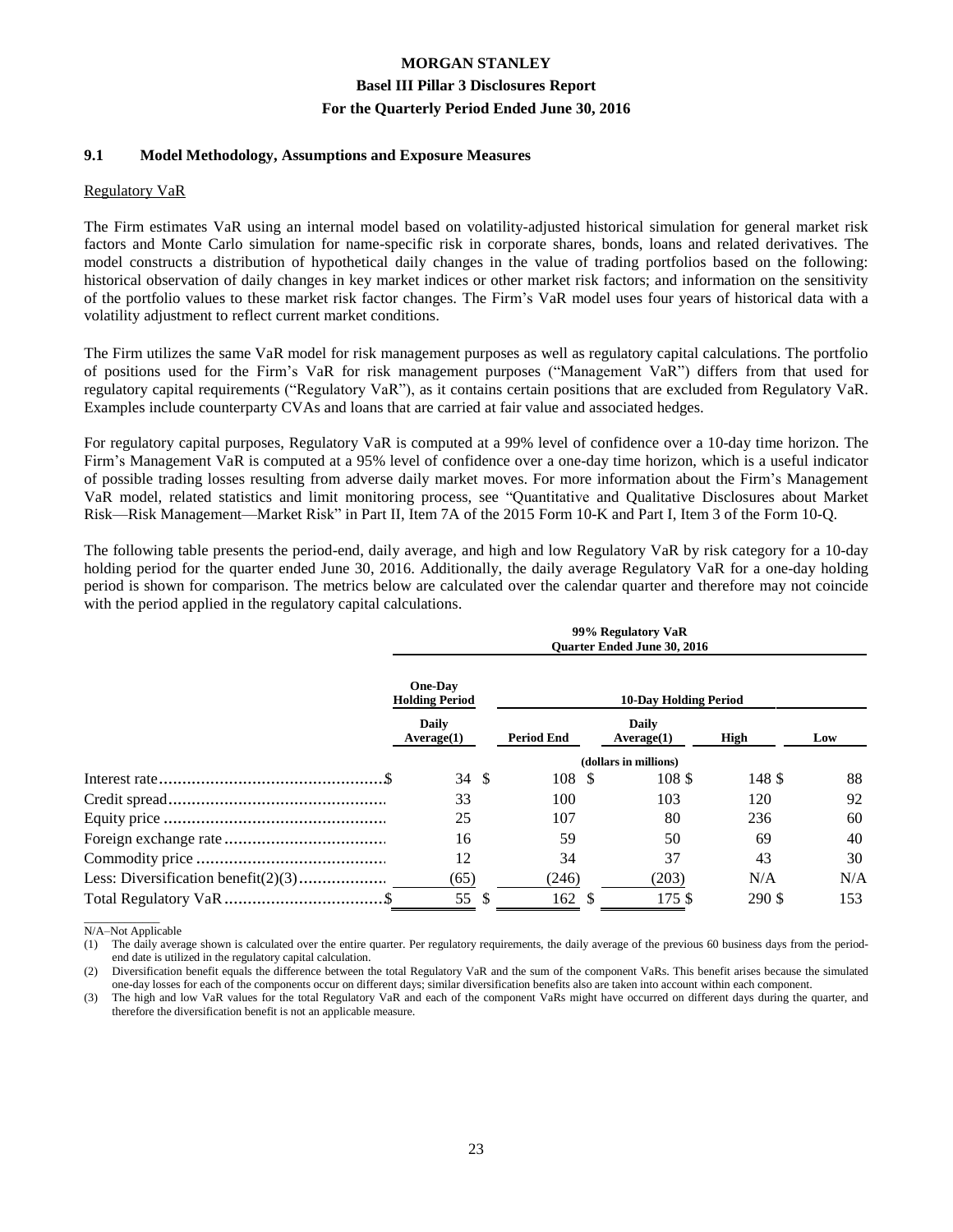### 9.1 Model Methodology, Assumptions and Exposure Measures

Regulatory VaR

The Firm estimates VaR using an internal model based on volatility-adjusted historical simulation for general market risk factors and Monte Carlo simulation for name-specific risk in corporate shares, bonds, loans and related derivatives. The model constructs a distribution of hypothetical daily changes in the value of trading portfolios based on the following: historical observation of daily changes in key market indices or other market risk factors; and information on the sensitivity of the portfolio values to these market risk factor changes. The Firm's VaR model uses four years of historical data with a volatility adjustment to reflect current market conditions.

The Firm utilizes the same VaR model for risk management purposes as well as regulatory capital calculations. The portfolio of positions used for the Firm's VaR for risk management purposes ("Management VaR") differs from that used for regulatory capital requirements ("Regulatory VaR"), as it contains certain positions that are excluded from Regulatory VaR. Examples include counterparty CVAs and loans that are carried at fair value and associated hedges.

For regulatory capital purposes, Regulatory VaR is computed at a 99% level of confidence over a 10-day time horizon. The Firm's Management VaR is computed at a 95% level of confidence over a one-day time horizon, which is a useful indicator of possible trading losses resulting from adverse daily market moves. For more information about the Firm's Management VaR model, related statistics and limit monitoring process, see "Quantitative and Qualitative Disclosures about Market Risk—Risk Management—Market Risk" in Part II, Item 7A of the 2015 Form 10-K and Part I, Item 3 of the Form 10-Q.

The following table presents the period-end, daily average, and high and low Regulatory VaR by risk category for a 10-day holding period for the quarter ended June 30, 2016. Additionally, the daily average Regulatory VaR for a one-day holding period is shown for comparison. The metrics below are calculated over the calendar quarter and therefore may not coincide with the period applied in the regulatory capital calculations.

| | 99% Regulatory VaR Quarter Ended June 30, 2016 | | | | |
|---|---|---|---|---|---|
| | One-Day Holding Period | 10-Day Holding Period | | | |
| | Daily Average(1) | Period End | Daily Average(1) | High | Low |
| | (dollars in millions) | | | | |
| Interest rate | $ 34 | $ 108 | $ 108 | $ 148 | $ 88 |
| Credit spread | 33 | 100 | 103 | 120 | 92 |
| Equity price | 25 | 107 | 80 | 236 | 60 |
| Foreign exchange rate | 16 | 59 | 50 | 69 | 40 |
| Commodity price | 12 | 34 | 37 | 43 | 30 |
| Less: Diversification benefit(2)(3) | (65) | (246) | (203) | N/A | N/A |
| Total Regulatory VaR | $ 55 | $ 162 | $ 175 | $ 290 | $ 153 |

N/A–Not Applicable

(1) The daily average shown is calculated over the entire quarter. Per regulatory requirements, the daily average of the previous 60 business days from the period-end date is utilized in the regulatory capital calculation.

(2) Diversification benefit equals the difference between the total Regulatory VaR and the sum of the component VaRs. This benefit arises because the simulated one-day losses for each of the components occur on different days; similar diversification benefits also are taken into account within each component.

(3) The high and low VaR values for the total Regulatory VaR and each of the component VaRs might have occurred on different days during the quarter, and therefore the diversification benefit is not an applicable measure.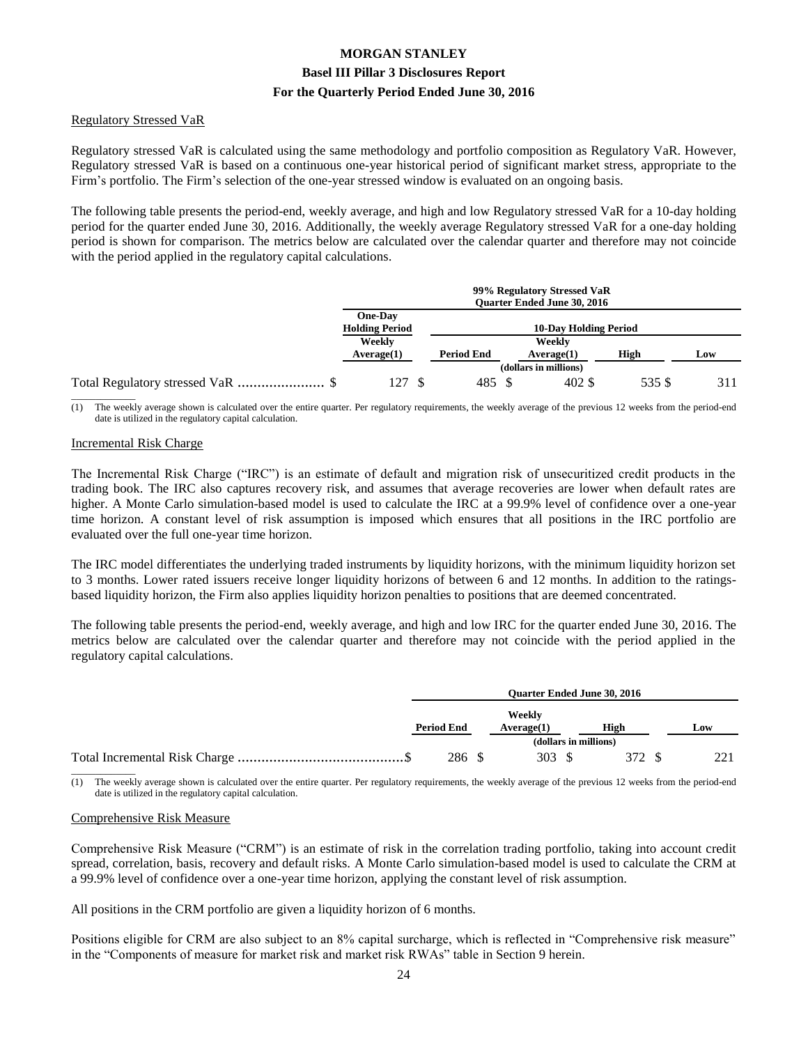## Regulatory Stressed VaR

Regulatory stressed VaR is calculated using the same methodology and portfolio composition as Regulatory VaR. However, Regulatory stressed VaR is based on a continuous one-year historical period of significant market stress, appropriate to the Firm's portfolio. The Firm's selection of the one-year stressed window is evaluated on an ongoing basis.

The following table presents the period-end, weekly average, and high and low Regulatory stressed VaR for a 10-day holding period for the quarter ended June 30, 2016. Additionally, the weekly average Regulatory stressed VaR for a one-day holding period is shown for comparison. The metrics below are calculated over the calendar quarter and therefore may not coincide with the period applied in the regulatory capital calculations.

| | 99% Regulatory Stressed VaR Quarter Ended June 30, 2016 | | | | |
|---|---|---|---|---|---|
| | One-Day Holding Period | 10-Day Holding Period | | | |
| | Weekly Average(1) | Period End | Weekly Average(1) | High | Low |
| | (dollars in millions) | | | | |
| Total Regulatory stressed VaR | $ 127 | $ 485 | $ 402 | $ 535 | $ 311 |

(1) The weekly average shown is calculated over the entire quarter. Per regulatory requirements, the weekly average of the previous 12 weeks from the period-end date is utilized in the regulatory capital calculation.

## Incremental Risk Charge

The Incremental Risk Charge ("IRC") is an estimate of default and migration risk of unsecuritized credit products in the trading book. The IRC also captures recovery risk, and assumes that average recoveries are lower when default rates are higher. A Monte Carlo simulation-based model is used to calculate the IRC at a 99.9% level of confidence over a one-year time horizon. A constant level of risk assumption is imposed which ensures that all positions in the IRC portfolio are evaluated over the full one-year time horizon.

The IRC model differentiates the underlying traded instruments by liquidity horizons, with the minimum liquidity horizon set to 3 months. Lower rated issuers receive longer liquidity horizons of between 6 and 12 months. In addition to the ratings-based liquidity horizon, the Firm also applies liquidity horizon penalties to positions that are deemed concentrated.

The following table presents the period-end, weekly average, and high and low IRC for the quarter ended June 30, 2016. The metrics below are calculated over the calendar quarter and therefore may not coincide with the period applied in the regulatory capital calculations.

| | Quarter Ended June 30, 2016 | | | |
|---|---|---|---|---|
| | Period End | Weekly Average(1) | High | Low |
| | (dollars in millions) | | | |
| Total Incremental Risk Charge | $ 286 | $ 303 | $ 372 | $ 221 |

(1) The weekly average shown is calculated over the entire quarter. Per regulatory requirements, the weekly average of the previous 12 weeks from the period-end date is utilized in the regulatory capital calculation.

## Comprehensive Risk Measure

Comprehensive Risk Measure ("CRM") is an estimate of risk in the correlation trading portfolio, taking into account credit spread, correlation, basis, recovery and default risks. A Monte Carlo simulation-based model is used to calculate the CRM at a 99.9% level of confidence over a one-year time horizon, applying the constant level of risk assumption.

All positions in the CRM portfolio are given a liquidity horizon of 6 months.

Positions eligible for CRM are also subject to an 8% capital surcharge, which is reflected in "Comprehensive risk measure" in the "Components of measure for market risk and market risk RWAs" table in Section 9 herein.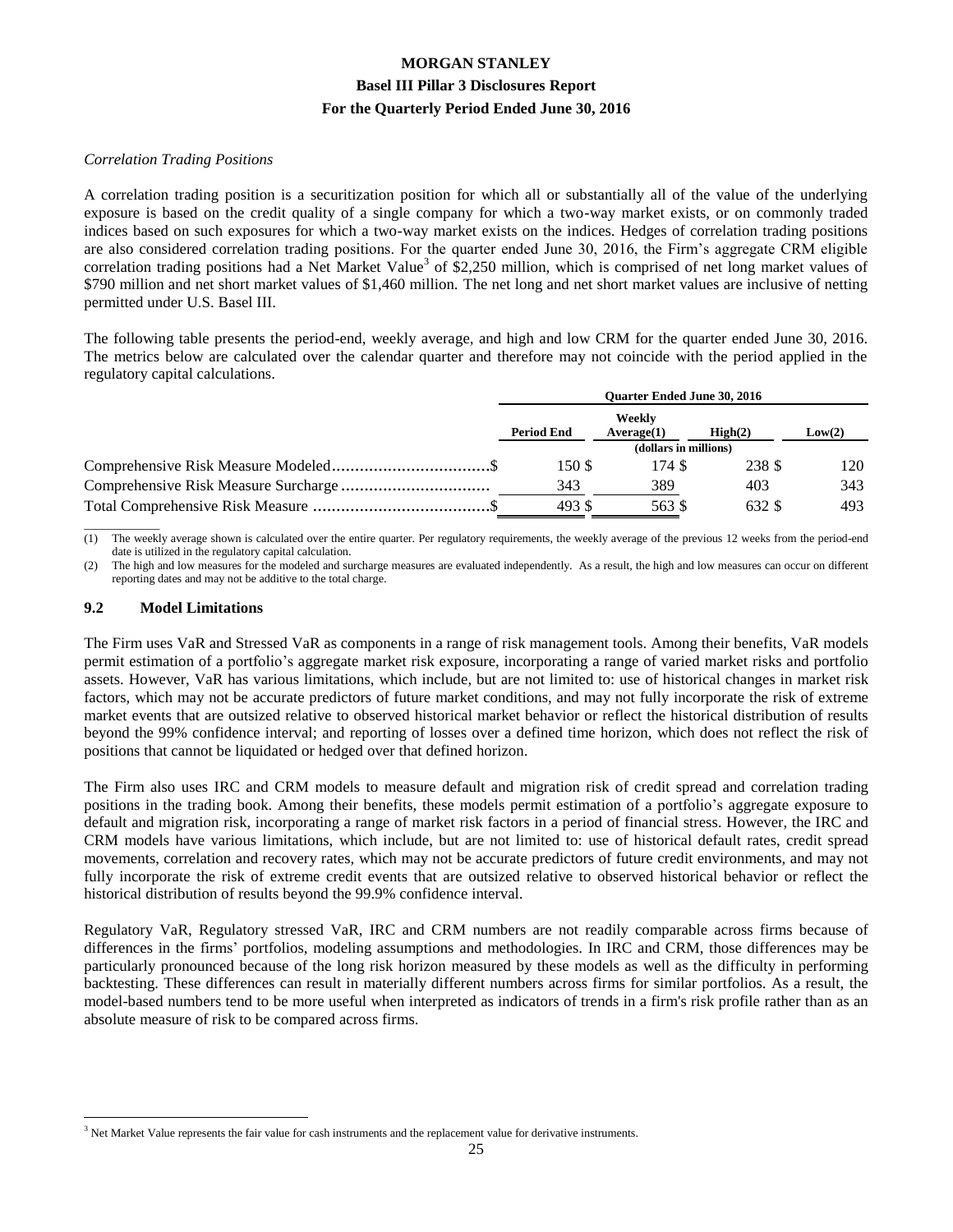*Correlation Trading Positions*

A correlation trading position is a securitization position for which all or substantially all of the value of the underlying exposure is based on the credit quality of a single company for which a two-way market exists, or on commonly traded indices based on such exposures for which a two-way market exists on the indices. Hedges of correlation trading positions are also considered correlation trading positions. For the quarter ended June 30, 2016, the Firm's aggregate CRM eligible correlation trading positions had a Net Market Value[3] of $2,250 million, which is comprised of net long market values of $790 million and net short market values of $1,460 million. The net long and net short market values are inclusive of netting permitted under U.S. Basel III.

The following table presents the period-end, weekly average, and high and low CRM for the quarter ended June 30, 2016. The metrics below are calculated over the calendar quarter and therefore may not coincide with the period applied in the regulatory capital calculations.

| | Quarter Ended June 30, 2016 | | | |
|---|---|---|---|---|
| | Period End | Weekly Average(1) | High(2) | Low(2) |
| | (dollars in millions) | | | |
| Comprehensive Risk Measure Modeled | $ 150 | $ 174 | $ 238 | $ 120 |
| Comprehensive Risk Measure Surcharge | 343 | 389 | 403 | 343 |
| Total Comprehensive Risk Measure | $ 493 | $ 563 | $ 632 | $ 493 |

(1) The weekly average shown is calculated over the entire quarter. Per regulatory requirements, the weekly average of the previous 12 weeks from the period-end date is utilized in the regulatory capital calculation.

(2) The high and low measures for the modeled and surcharge measures are evaluated independently. As a result, the high and low measures can occur on different reporting dates and may not be additive to the total charge.

### 9.2 Model Limitations

The Firm uses VaR and Stressed VaR as components in a range of risk management tools. Among their benefits, VaR models permit estimation of a portfolio's aggregate market risk exposure, incorporating a range of varied market risks and portfolio assets. However, VaR has various limitations, which include, but are not limited to: use of historical changes in market risk factors, which may not be accurate predictors of future market conditions, and may not fully incorporate the risk of extreme market events that are outsized relative to observed historical market behavior or reflect the historical distribution of results beyond the 99% confidence interval; and reporting of losses over a defined time horizon, which does not reflect the risk of positions that cannot be liquidated or hedged over that defined horizon.

The Firm also uses IRC and CRM models to measure default and migration risk of credit spread and correlation trading positions in the trading book. Among their benefits, these models permit estimation of a portfolio's aggregate exposure to default and migration risk, incorporating a range of market risk factors in a period of financial stress. However, the IRC and CRM models have various limitations, which include, but are not limited to: use of historical default rates, credit spread movements, correlation and recovery rates, which may not be accurate predictors of future credit environments, and may not fully incorporate the risk of extreme credit events that are outsized relative to observed historical behavior or reflect the historical distribution of results beyond the 99.9% confidence interval.

Regulatory VaR, Regulatory stressed VaR, IRC and CRM numbers are not readily comparable across firms because of differences in the firms' portfolios, modeling assumptions and methodologies. In IRC and CRM, those differences may be particularly pronounced because of the long risk horizon measured by these models as well as the difficulty in performing backtesting. These differences can result in materially different numbers across firms for similar portfolios. As a result, the model-based numbers tend to be more useful when interpreted as indicators of trends in a firm's risk profile rather than as an absolute measure of risk to be compared across firms.

[3] Net Market Value represents the fair value for cash instruments and the replacement value for derivative instruments.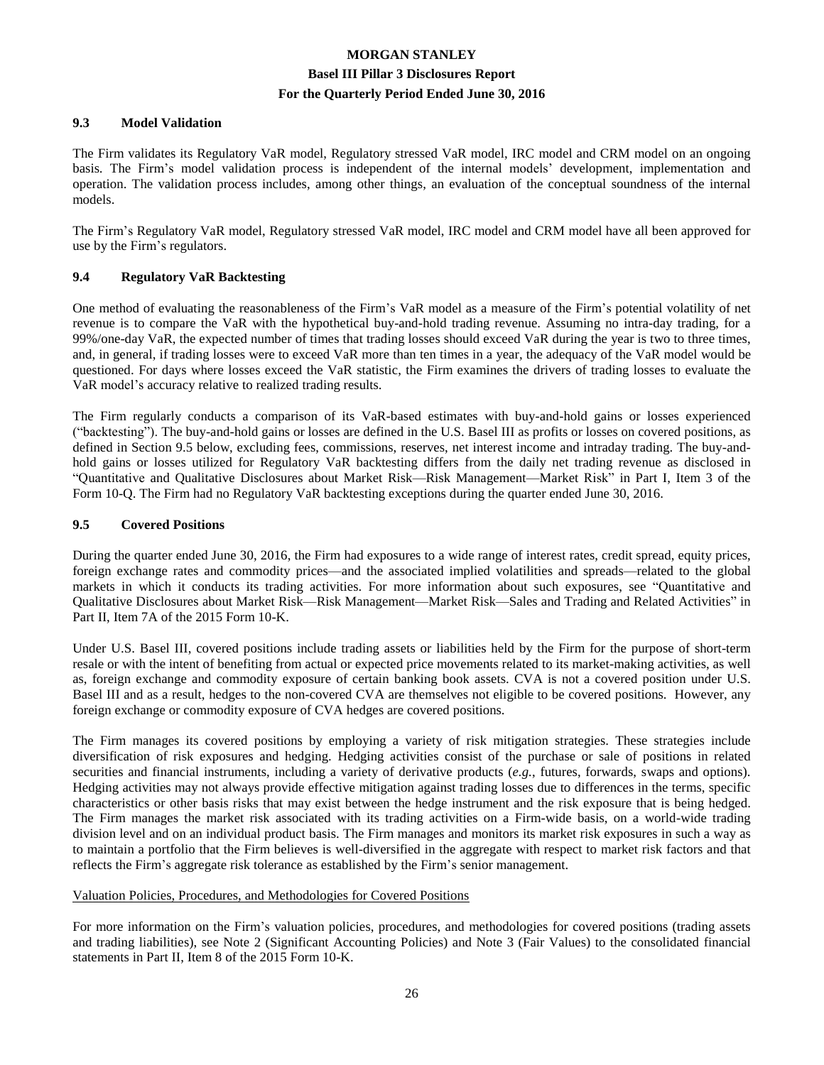### 9.3 Model Validation

The Firm validates its Regulatory VaR model, Regulatory stressed VaR model, IRC model and CRM model on an ongoing basis. The Firm's model validation process is independent of the internal models' development, implementation and operation. The validation process includes, among other things, an evaluation of the conceptual soundness of the internal models.

The Firm's Regulatory VaR model, Regulatory stressed VaR model, IRC model and CRM model have all been approved for use by the Firm's regulators.

### 9.4 Regulatory VaR Backtesting

One method of evaluating the reasonableness of the Firm's VaR model as a measure of the Firm's potential volatility of net revenue is to compare the VaR with the hypothetical buy-and-hold trading revenue. Assuming no intra-day trading, for a 99%/one-day VaR, the expected number of times that trading losses should exceed VaR during the year is two to three times, and, in general, if trading losses were to exceed VaR more than ten times in a year, the adequacy of the VaR model would be questioned. For days where losses exceed the VaR statistic, the Firm examines the drivers of trading losses to evaluate the VaR model's accuracy relative to realized trading results.

The Firm regularly conducts a comparison of its VaR-based estimates with buy-and-hold gains or losses experienced ("backtesting"). The buy-and-hold gains or losses are defined in the U.S. Basel III as profits or losses on covered positions, as defined in Section 9.5 below, excluding fees, commissions, reserves, net interest income and intraday trading. The buy-and-hold gains or losses utilized for Regulatory VaR backtesting differs from the daily net trading revenue as disclosed in "Quantitative and Qualitative Disclosures about Market Risk—Risk Management—Market Risk" in Part I, Item 3 of the Form 10-Q. The Firm had no Regulatory VaR backtesting exceptions during the quarter ended June 30, 2016.

### 9.5 Covered Positions

During the quarter ended June 30, 2016, the Firm had exposures to a wide range of interest rates, credit spread, equity prices, foreign exchange rates and commodity prices—and the associated implied volatilities and spreads—related to the global markets in which it conducts its trading activities. For more information about such exposures, see "Quantitative and Qualitative Disclosures about Market Risk—Risk Management—Market Risk—Sales and Trading and Related Activities" in Part II, Item 7A of the 2015 Form 10-K.

Under U.S. Basel III, covered positions include trading assets or liabilities held by the Firm for the purpose of short-term resale or with the intent of benefiting from actual or expected price movements related to its market-making activities, as well as, foreign exchange and commodity exposure of certain banking book assets. CVA is not a covered position under U.S. Basel III and as a result, hedges to the non-covered CVA are themselves not eligible to be covered positions. However, any foreign exchange or commodity exposure of CVA hedges are covered positions.

The Firm manages its covered positions by employing a variety of risk mitigation strategies. These strategies include diversification of risk exposures and hedging. Hedging activities consist of the purchase or sale of positions in related securities and financial instruments, including a variety of derivative products (*e.g.*, futures, forwards, swaps and options). Hedging activities may not always provide effective mitigation against trading losses due to differences in the terms, specific characteristics or other basis risks that may exist between the hedge instrument and the risk exposure that is being hedged. The Firm manages the market risk associated with its trading activities on a Firm-wide basis, on a world-wide trading division level and on an individual product basis. The Firm manages and monitors its market risk exposures in such a way as to maintain a portfolio that the Firm believes is well-diversified in the aggregate with respect to market risk factors and that reflects the Firm's aggregate risk tolerance as established by the Firm's senior management.

#### Valuation Policies, Procedures, and Methodologies for Covered Positions

For more information on the Firm's valuation policies, procedures, and methodologies for covered positions (trading assets and trading liabilities), see Note 2 (Significant Accounting Policies) and Note 3 (Fair Values) to the consolidated financial statements in Part II, Item 8 of the 2015 Form 10-K.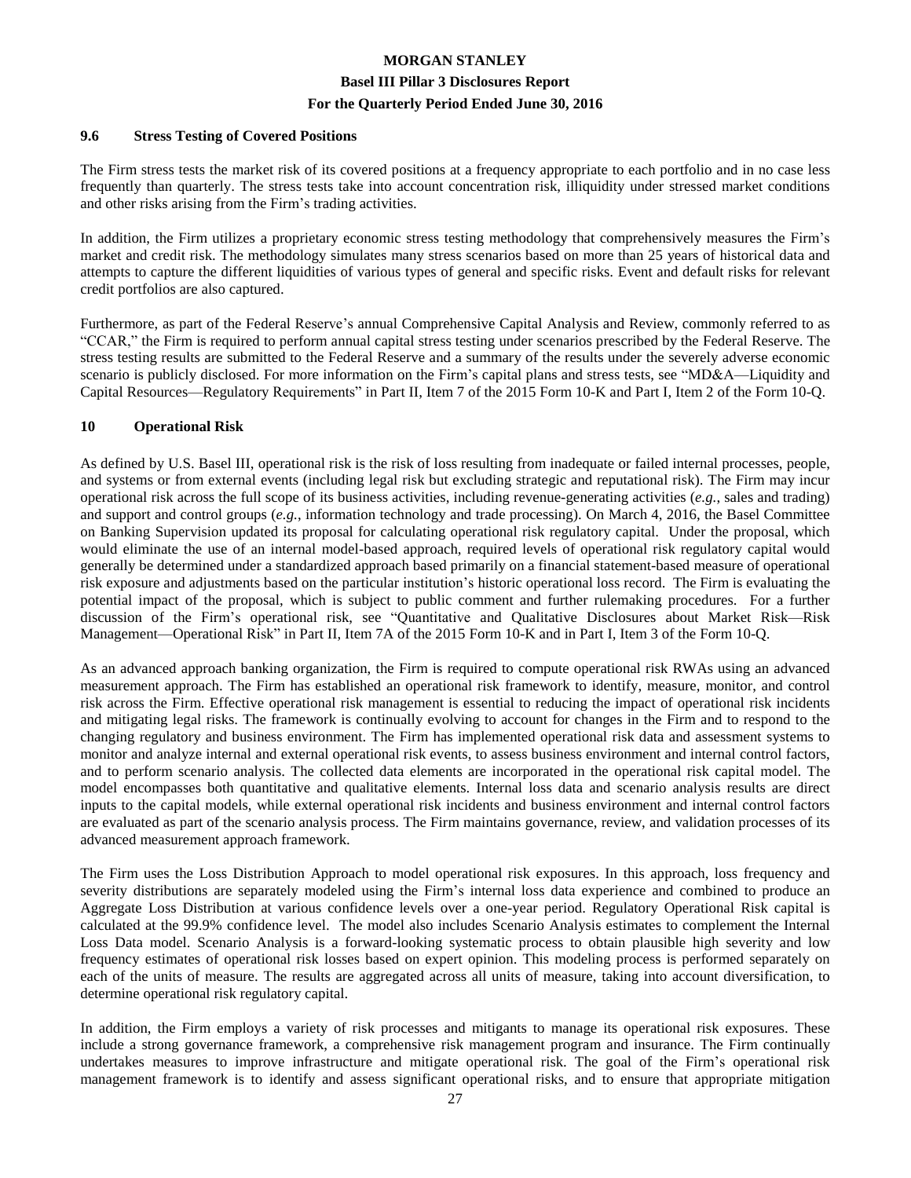### 9.6 Stress Testing of Covered Positions

The Firm stress tests the market risk of its covered positions at a frequency appropriate to each portfolio and in no case less frequently than quarterly. The stress tests take into account concentration risk, illiquidity under stressed market conditions and other risks arising from the Firm's trading activities.

In addition, the Firm utilizes a proprietary economic stress testing methodology that comprehensively measures the Firm's market and credit risk. The methodology simulates many stress scenarios based on more than 25 years of historical data and attempts to capture the different liquidities of various types of general and specific risks. Event and default risks for relevant credit portfolios are also captured.

Furthermore, as part of the Federal Reserve's annual Comprehensive Capital Analysis and Review, commonly referred to as "CCAR," the Firm is required to perform annual capital stress testing under scenarios prescribed by the Federal Reserve. The stress testing results are submitted to the Federal Reserve and a summary of the results under the severely adverse economic scenario is publicly disclosed. For more information on the Firm's capital plans and stress tests, see "MD&A—Liquidity and Capital Resources—Regulatory Requirements" in Part II, Item 7 of the 2015 Form 10-K and Part I, Item 2 of the Form 10-Q.

## 10 Operational Risk

As defined by U.S. Basel III, operational risk is the risk of loss resulting from inadequate or failed internal processes, people, and systems or from external events (including legal risk but excluding strategic and reputational risk). The Firm may incur operational risk across the full scope of its business activities, including revenue-generating activities (*e.g.*, sales and trading) and support and control groups (*e.g.*, information technology and trade processing). On March 4, 2016, the Basel Committee on Banking Supervision updated its proposal for calculating operational risk regulatory capital. Under the proposal, which would eliminate the use of an internal model-based approach, required levels of operational risk regulatory capital would generally be determined under a standardized approach based primarily on a financial statement-based measure of operational risk exposure and adjustments based on the particular institution's historic operational loss record. The Firm is evaluating the potential impact of the proposal, which is subject to public comment and further rulemaking procedures. For a further discussion of the Firm's operational risk, see "Quantitative and Qualitative Disclosures about Market Risk—Risk Management—Operational Risk" in Part II, Item 7A of the 2015 Form 10-K and in Part I, Item 3 of the Form 10-Q.

As an advanced approach banking organization, the Firm is required to compute operational risk RWAs using an advanced measurement approach. The Firm has established an operational risk framework to identify, measure, monitor, and control risk across the Firm. Effective operational risk management is essential to reducing the impact of operational risk incidents and mitigating legal risks. The framework is continually evolving to account for changes in the Firm and to respond to the changing regulatory and business environment. The Firm has implemented operational risk data and assessment systems to monitor and analyze internal and external operational risk events, to assess business environment and internal control factors, and to perform scenario analysis. The collected data elements are incorporated in the operational risk capital model. The model encompasses both quantitative and qualitative elements. Internal loss data and scenario analysis results are direct inputs to the capital models, while external operational risk incidents and business environment and internal control factors are evaluated as part of the scenario analysis process. The Firm maintains governance, review, and validation processes of its advanced measurement approach framework.

The Firm uses the Loss Distribution Approach to model operational risk exposures. In this approach, loss frequency and severity distributions are separately modeled using the Firm's internal loss data experience and combined to produce an Aggregate Loss Distribution at various confidence levels over a one-year period. Regulatory Operational Risk capital is calculated at the 99.9% confidence level. The model also includes Scenario Analysis estimates to complement the Internal Loss Data model. Scenario Analysis is a forward-looking systematic process to obtain plausible high severity and low frequency estimates of operational risk losses based on expert opinion. This modeling process is performed separately on each of the units of measure. The results are aggregated across all units of measure, taking into account diversification, to determine operational risk regulatory capital.

In addition, the Firm employs a variety of risk processes and mitigants to manage its operational risk exposures. These include a strong governance framework, a comprehensive risk management program and insurance. The Firm continually undertakes measures to improve infrastructure and mitigate operational risk. The goal of the Firm's operational risk management framework is to identify and assess significant operational risks, and to ensure that appropriate mitigation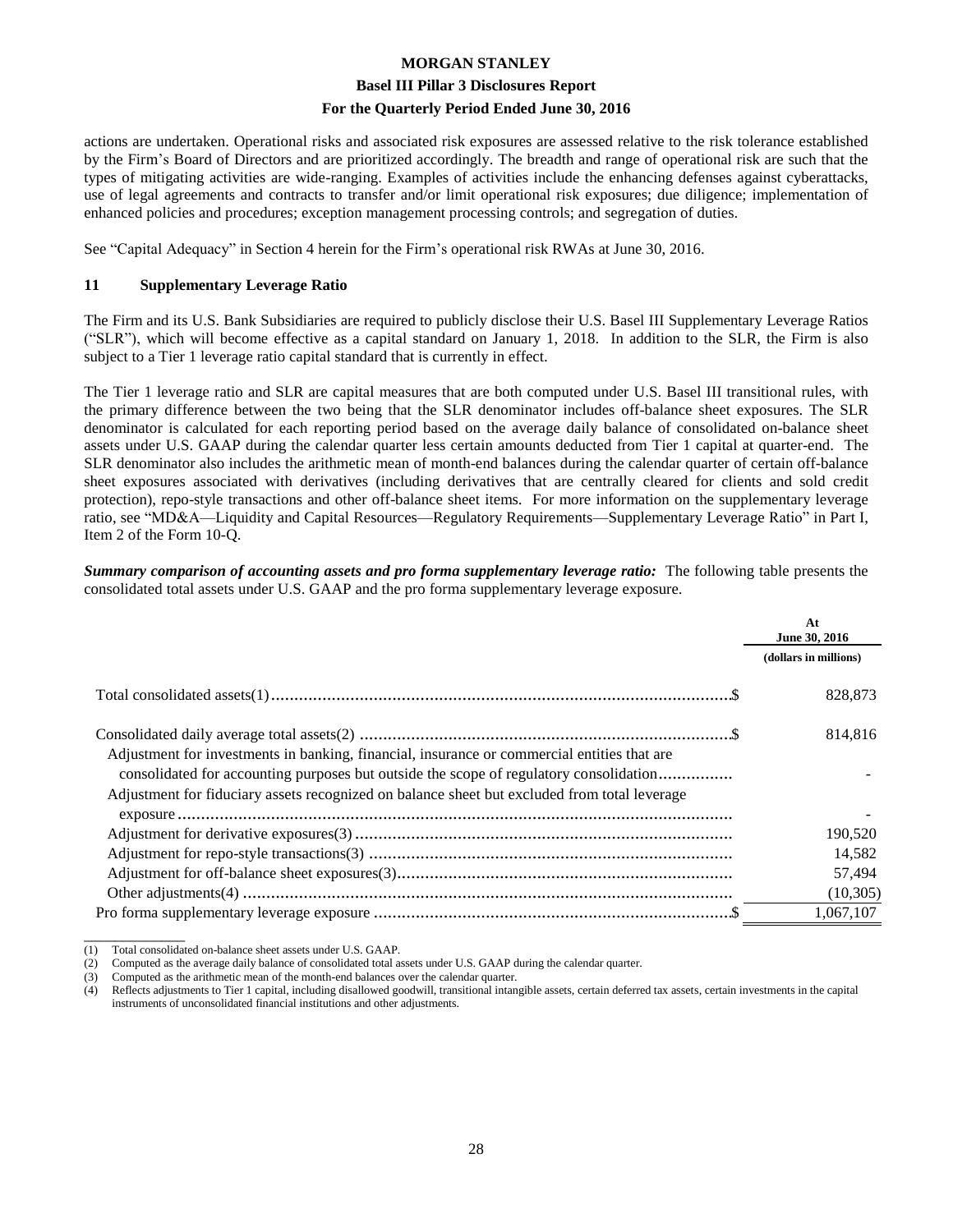actions are undertaken. Operational risks and associated risk exposures are assessed relative to the risk tolerance established by the Firm's Board of Directors and are prioritized accordingly. The breadth and range of operational risk are such that the types of mitigating activities are wide-ranging. Examples of activities include the enhancing defenses against cyberattacks, use of legal agreements and contracts to transfer and/or limit operational risk exposures; due diligence; implementation of enhanced policies and procedures; exception management processing controls; and segregation of duties.

See "Capital Adequacy" in Section 4 herein for the Firm's operational risk RWAs at June 30, 2016.

## 11 Supplementary Leverage Ratio

The Firm and its U.S. Bank Subsidiaries are required to publicly disclose their U.S. Basel III Supplementary Leverage Ratios ("SLR"), which will become effective as a capital standard on January 1, 2018. In addition to the SLR, the Firm is also subject to a Tier 1 leverage ratio capital standard that is currently in effect.

The Tier 1 leverage ratio and SLR are capital measures that are both computed under U.S. Basel III transitional rules, with the primary difference between the two being that the SLR denominator includes off-balance sheet exposures. The SLR denominator is calculated for each reporting period based on the average daily balance of consolidated on-balance sheet assets under U.S. GAAP during the calendar quarter less certain amounts deducted from Tier 1 capital at quarter-end. The SLR denominator also includes the arithmetic mean of month-end balances during the calendar quarter of certain off-balance sheet exposures associated with derivatives (including derivatives that are centrally cleared for clients and sold credit protection), repo-style transactions and other off-balance sheet items. For more information on the supplementary leverage ratio, see "MD&A—Liquidity and Capital Resources—Regulatory Requirements—Supplementary Leverage Ratio" in Part I, Item 2 of the Form 10-Q.

***Summary comparison of accounting assets and pro forma supplementary leverage ratio:*** The following table presents the consolidated total assets under U.S. GAAP and the pro forma supplementary leverage exposure.

| | At June 30, 2016 |
|---|---|
| | (dollars in millions) |
| Total consolidated assets(1) $ | 828,873 |
| Consolidated daily average total assets(2) $ | 814,816 |
| Adjustment for investments in banking, financial, insurance or commercial entities that are consolidated for accounting purposes but outside the scope of regulatory consolidation | - |
| Adjustment for fiduciary assets recognized on balance sheet but excluded from total leverage exposure | - |
| Adjustment for derivative exposures(3) | 190,520 |
| Adjustment for repo-style transactions(3) | 14,582 |
| Adjustment for off-balance sheet exposures(3) | 57,494 |
| Other adjustments(4) | (10,305) |
| Pro forma supplementary leverage exposure $ | 1,067,107 |

(1) Total consolidated on-balance sheet assets under U.S. GAAP.
(2) Computed as the average daily balance of consolidated total assets under U.S. GAAP during the calendar quarter.
(3) Computed as the arithmetic mean of the month-end balances over the calendar quarter.
(4) Reflects adjustments to Tier 1 capital, including disallowed goodwill, transitional intangible assets, certain deferred tax assets, certain investments in the capital instruments of unconsolidated financial institutions and other adjustments.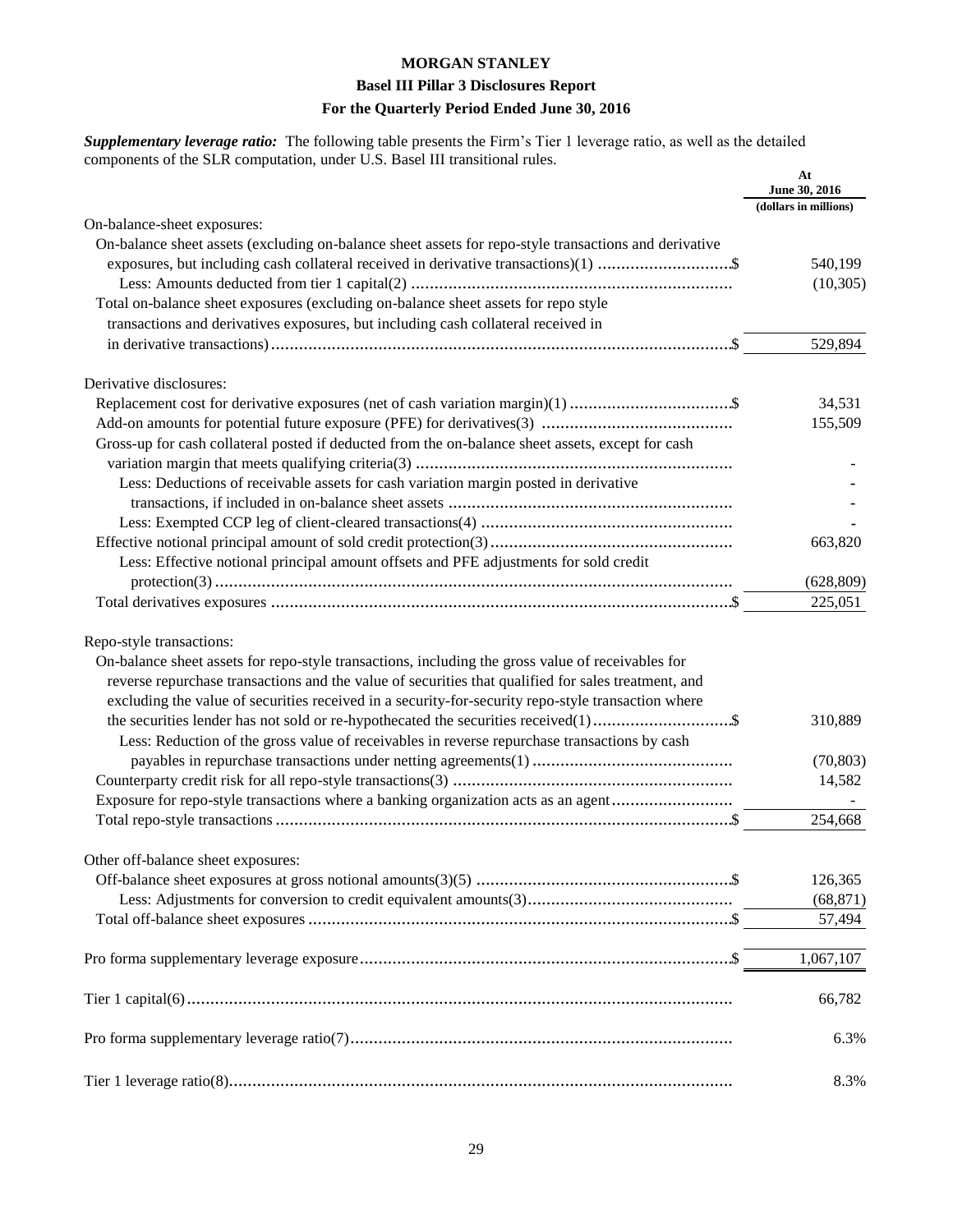**MORGAN STANLEY**

**Basel III Pillar 3 Disclosures Report**

**For the Quarterly Period Ended June 30, 2016**

***Supplementary leverage ratio:*** The following table presents the Firm's Tier 1 leverage ratio, as well as the detailed components of the SLR computation, under U.S. Basel III transitional rules.

| | | At June 30, 2016 |
|---|---|---|
| | | (dollars in millions) |
| On-balance-sheet exposures: | | |
| On-balance sheet assets (excluding on-balance sheet assets for repo-style transactions and derivative exposures, but including cash collateral received in derivative transactions)(1) | $ | 540,199 |
| Less: Amounts deducted from tier 1 capital(2) | | (10,305) |
| Total on-balance sheet exposures (excluding on-balance sheet assets for repo style transactions and derivatives exposures, but including cash collateral received in in derivative transactions) | $ | 529,894 |
| Derivative disclosures: | | |
| Replacement cost for derivative exposures (net of cash variation margin)(1) | $ | 34,531 |
| Add-on amounts for potential future exposure (PFE) for derivatives(3) | | 155,509 |
| Gross-up for cash collateral posted if deducted from the on-balance sheet assets, except for cash variation margin that meets qualifying criteria(3) | | - |
| Less: Deductions of receivable assets for cash variation margin posted in derivative transactions, if included in on-balance sheet assets | | - |
| Less: Exempted CCP leg of client-cleared transactions(4) | | - |
| Effective notional principal amount of sold credit protection(3) | | 663,820 |
| Less: Effective notional principal amount offsets and PFE adjustments for sold credit protection(3) | | (628,809) |
| Total derivatives exposures | $ | 225,051 |
| Repo-style transactions: | | |
| On-balance sheet assets for repo-style transactions, including the gross value of receivables for reverse repurchase transactions and the value of securities that qualified for sales treatment, and excluding the value of securities received in a security-for-security repo-style transaction where the securities lender has not sold or re-hypothecated the securities received(1) | $ | 310,889 |
| Less: Reduction of the gross value of receivables in reverse repurchase transactions by cash payables in repurchase transactions under netting agreements(1) | | (70,803) |
| Counterparty credit risk for all repo-style transactions(3) | | 14,582 |
| Exposure for repo-style transactions where a banking organization acts as an agent | | - |
| Total repo-style transactions | $ | 254,668 |
| Other off-balance sheet exposures: | | |
| Off-balance sheet exposures at gross notional amounts(3)(5) | $ | 126,365 |
| Less: Adjustments for conversion to credit equivalent amounts(3) | | (68,871) |
| Total off-balance sheet exposures | $ | 57,494 |
| Pro forma supplementary leverage exposure | $ | 1,067,107 |
| Tier 1 capital(6) | | 66,782 |
| Pro forma supplementary leverage ratio(7) | | 6.3% |
| Tier 1 leverage ratio(8) | | 8.3% |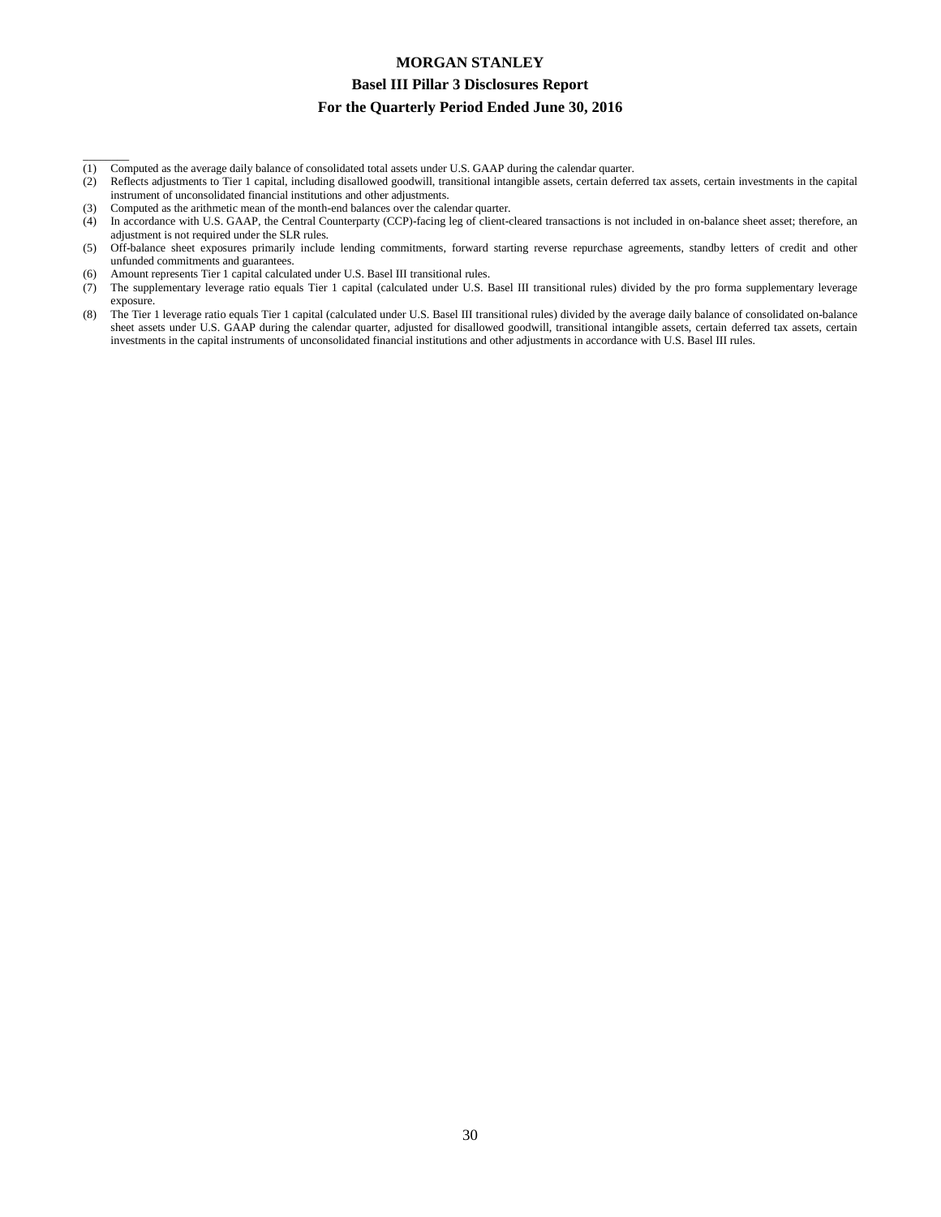\_\_\_\_\_\_\_\_

(1) Computed as the average daily balance of consolidated total assets under U.S. GAAP during the calendar quarter.

(2) Reflects adjustments to Tier 1 capital, including disallowed goodwill, transitional intangible assets, certain deferred tax assets, certain investments in the capital instrument of unconsolidated financial institutions and other adjustments.

(3) Computed as the arithmetic mean of the month-end balances over the calendar quarter.

(4) In accordance with U.S. GAAP, the Central Counterparty (CCP)-facing leg of client-cleared transactions is not included in on-balance sheet asset; therefore, an adjustment is not required under the SLR rules.

(5) Off-balance sheet exposures primarily include lending commitments, forward starting reverse repurchase agreements, standby letters of credit and other unfunded commitments and guarantees.

(6) Amount represents Tier 1 capital calculated under U.S. Basel III transitional rules.

(7) The supplementary leverage ratio equals Tier 1 capital (calculated under U.S. Basel III transitional rules) divided by the pro forma supplementary leverage exposure.

(8) The Tier 1 leverage ratio equals Tier 1 capital (calculated under U.S. Basel III transitional rules) divided by the average daily balance of consolidated on-balance sheet assets under U.S. GAAP during the calendar quarter, adjusted for disallowed goodwill, transitional intangible assets, certain deferred tax assets, certain investments in the capital instruments of unconsolidated financial institutions and other adjustments in accordance with U.S. Basel III rules.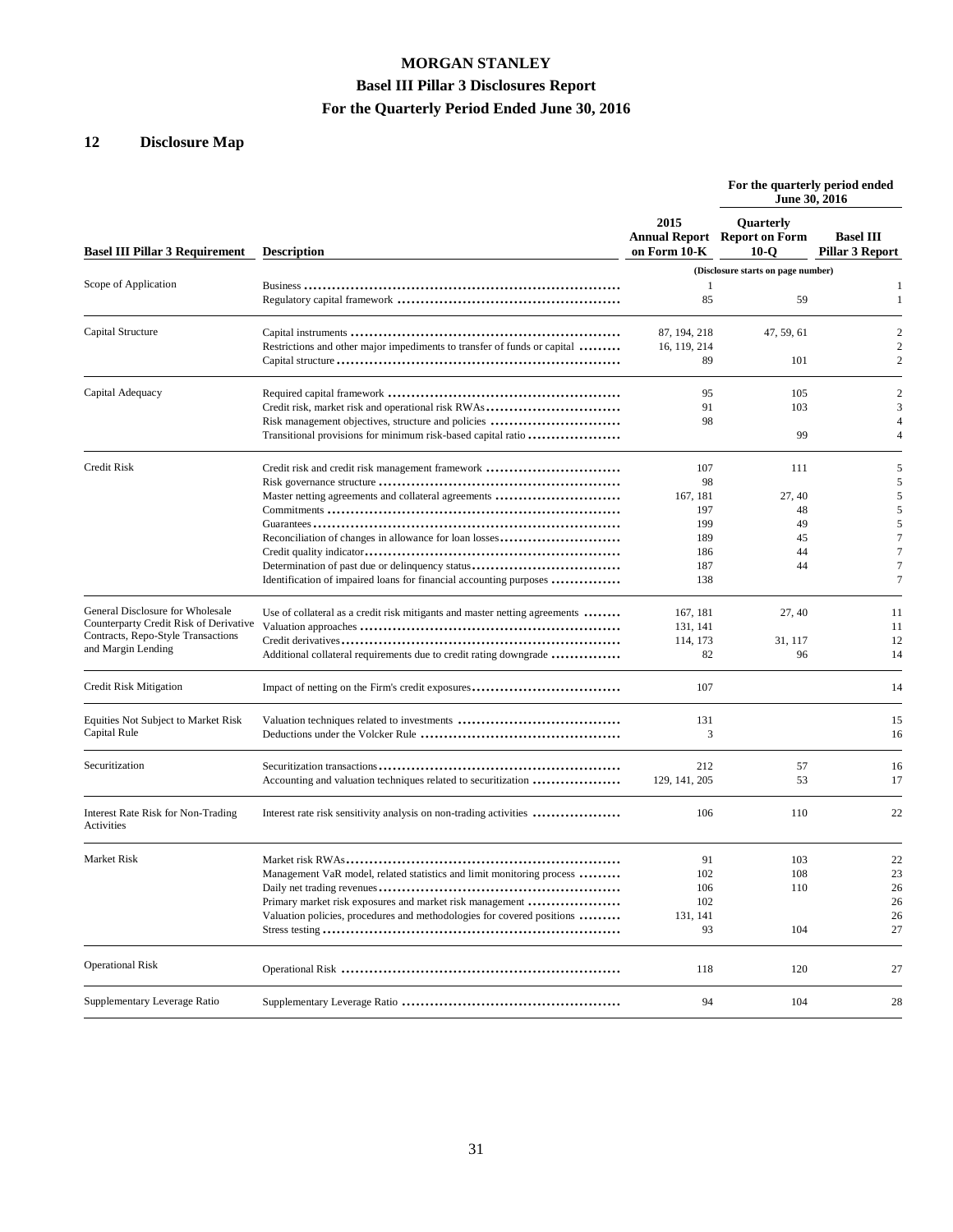# MORGAN STANLEY

## Basel III Pillar 3 Disclosures Report

## For the Quarterly Period Ended June 30, 2016

## 12 Disclosure Map

| | | | For the quarterly period ended June 30, 2016 | |
|---|---|---|---|---|
| **Basel III Pillar 3 Requirement** | **Description** | **2015 Annual Report on Form 10-K** | **Quarterly Report on Form 10-Q** | **Basel III Pillar 3 Report** |
| | | (Disclosure starts on page number) | | |
| Scope of Application | Business | 1 | | 1 |
| | Regulatory capital framework | 85 | 59 | 1 |
| Capital Structure | Capital instruments | 87, 194, 218 | 47, 59, 61 | 2 |
| | Restrictions and other major impediments to transfer of funds or capital | 16, 119, 214 | | 2 |
| | Capital structure | 89 | 101 | 2 |
| Capital Adequacy | Required capital framework | 95 | 105 | 2 |
| | Credit risk, market risk and operational risk RWAs | 91 | 103 | 3 |
| | Risk management objectives, structure and policies | 98 | | 4 |
| | Transitional provisions for minimum risk-based capital ratio | | 99 | 4 |
| Credit Risk | Credit risk and credit risk management framework | 107 | 111 | 5 |
| | Risk governance structure | 98 | | 5 |
| | Master netting agreements and collateral agreements | 167, 181 | 27, 40 | 5 |
| | Commitments | 197 | 48 | 5 |
| | Guarantees | 199 | 49 | 5 |
| | Reconciliation of changes in allowance for loan losses | 189 | 45 | 7 |
| | Credit quality indicator | 186 | 44 | 7 |
| | Determination of past due or delinquency status | 187 | 44 | 7 |
| | Identification of impaired loans for financial accounting purposes | 138 | | 7 |
| General Disclosure for Wholesale Counterparty Credit Risk of Derivative Contracts, Repo-Style Transactions and Margin Lending | Use of collateral as a credit risk mitigants and master netting agreements | 167, 181 | 27, 40 | 11 |
| | Valuation approaches | 131, 141 | | 11 |
| | Credit derivatives | 114, 173 | 31, 117 | 12 |
| | Additional collateral requirements due to credit rating downgrade | 82 | 96 | 14 |
| Credit Risk Mitigation | Impact of netting on the Firm's credit exposures | 107 | | 14 |
| Equities Not Subject to Market Risk Capital Rule | Valuation techniques related to investments | 131 | | 15 |
| | Deductions under the Volcker Rule | 3 | | 16 |
| Securitization | Securitization transactions | 212 | 57 | 16 |
| | Accounting and valuation techniques related to securitization | 129, 141, 205 | 53 | 17 |
| Interest Rate Risk for Non-Trading Activities | Interest rate risk sensitivity analysis on non-trading activities | 106 | 110 | 22 |
| Market Risk | Market risk RWAs | 91 | 103 | 22 |
| | Management VaR model, related statistics and limit monitoring process | 102 | 108 | 23 |
| | Daily net trading revenues | 106 | 110 | 26 |
| | Primary market risk exposures and market risk management | 102 | | 26 |
| | Valuation policies, procedures and methodologies for covered positions | 131, 141 | | 26 |
| | Stress testing | 93 | 104 | 27 |
| Operational Risk | Operational Risk | 118 | 120 | 27 |
| Supplementary Leverage Ratio | Supplementary Leverage Ratio | 94 | 104 | 28 |